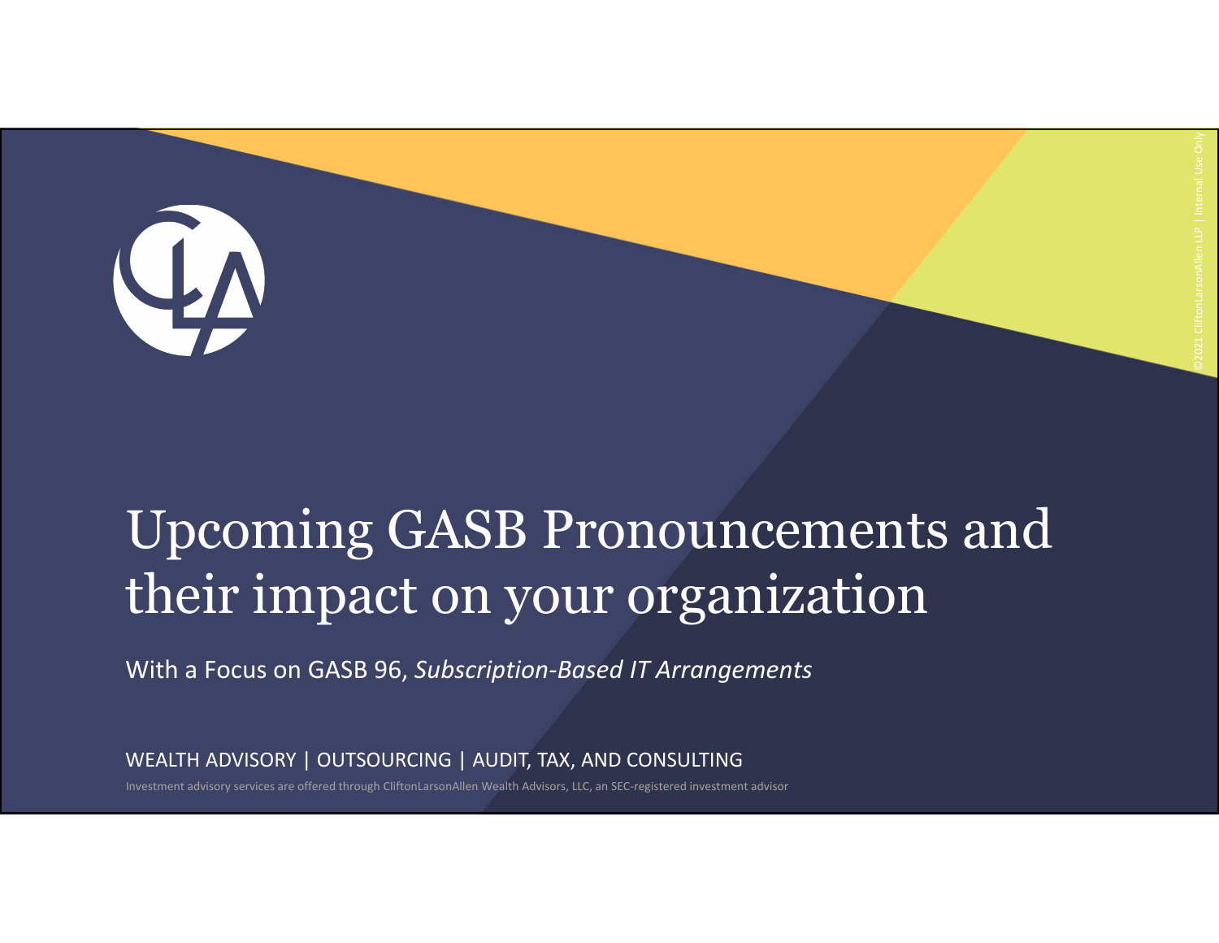# Upcoming GASB Pronouncements and their impact on your organization

With a Focus on GASB 96, *Subscription-Based IT Arrangements*

WEALTH ADVISORY | OUTSOURCING | AUDIT, TAX, AND CONSULTING

Investment advisory services are offered through CliftonLarsonAllen Wealth Advisors, LLC, an SEC-registered investment advisor

©2021 CliftonLarsonAllen LLP | Internal Use Only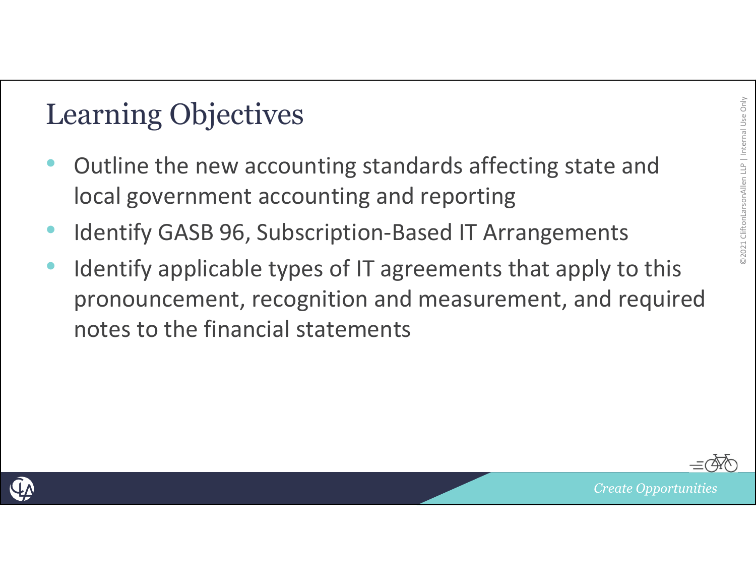# Learning Objectives

- Outline the new accounting standards affecting state and local government accounting and reporting
- Identify GASB 96, Subscription-Based IT Arrangements
- Identify applicable types of IT agreements that apply to this pronouncement, recognition and measurement, and required notes to the financial statements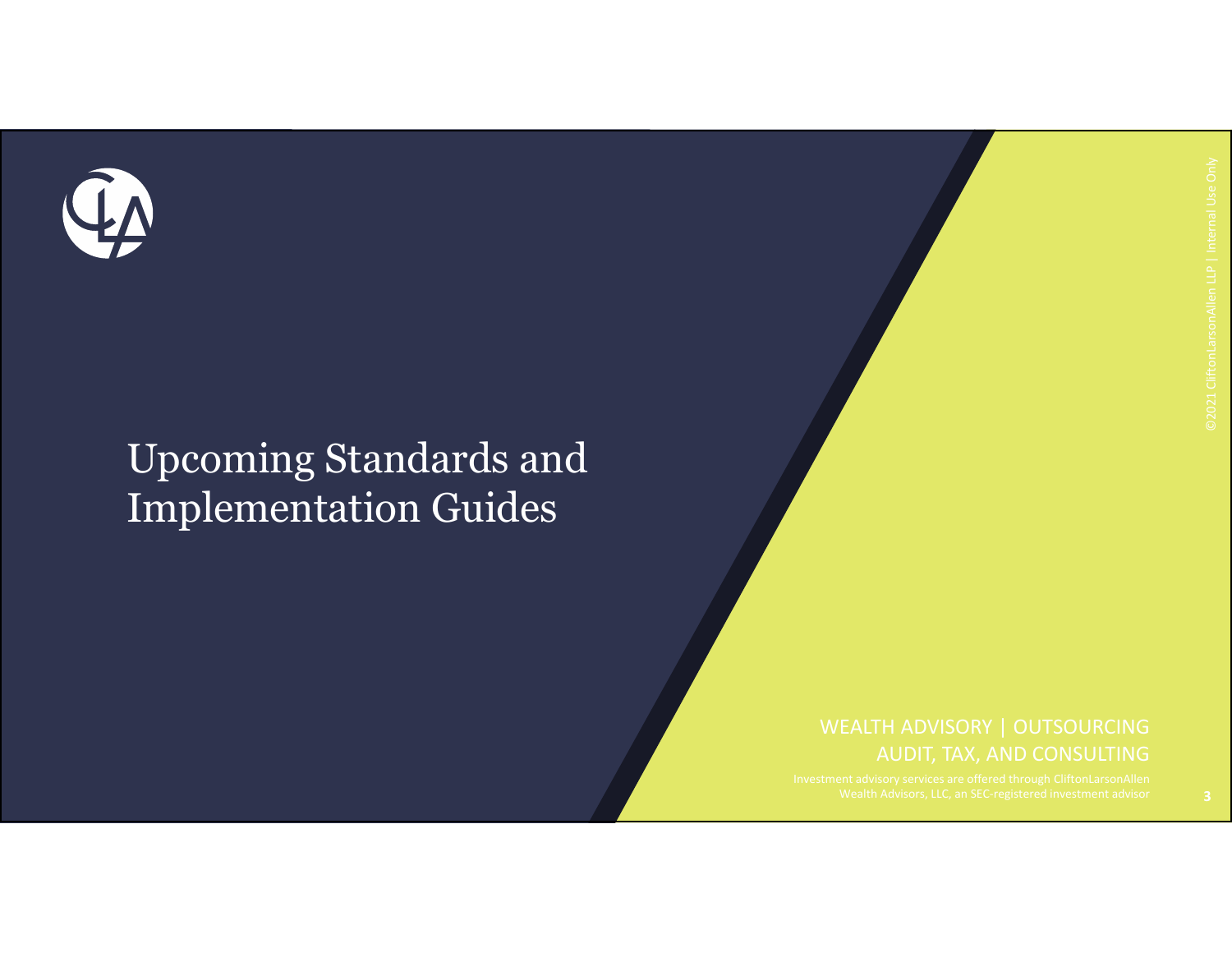# Upcoming Standards and Implementation Guides

WEALTH ADVISORY | OUTSOURCING
AUDIT, TAX, AND CONSULTING

Investment advisory services are offered through CliftonLarsonAllen Wealth Advisors, LLC, an SEC-registered investment advisor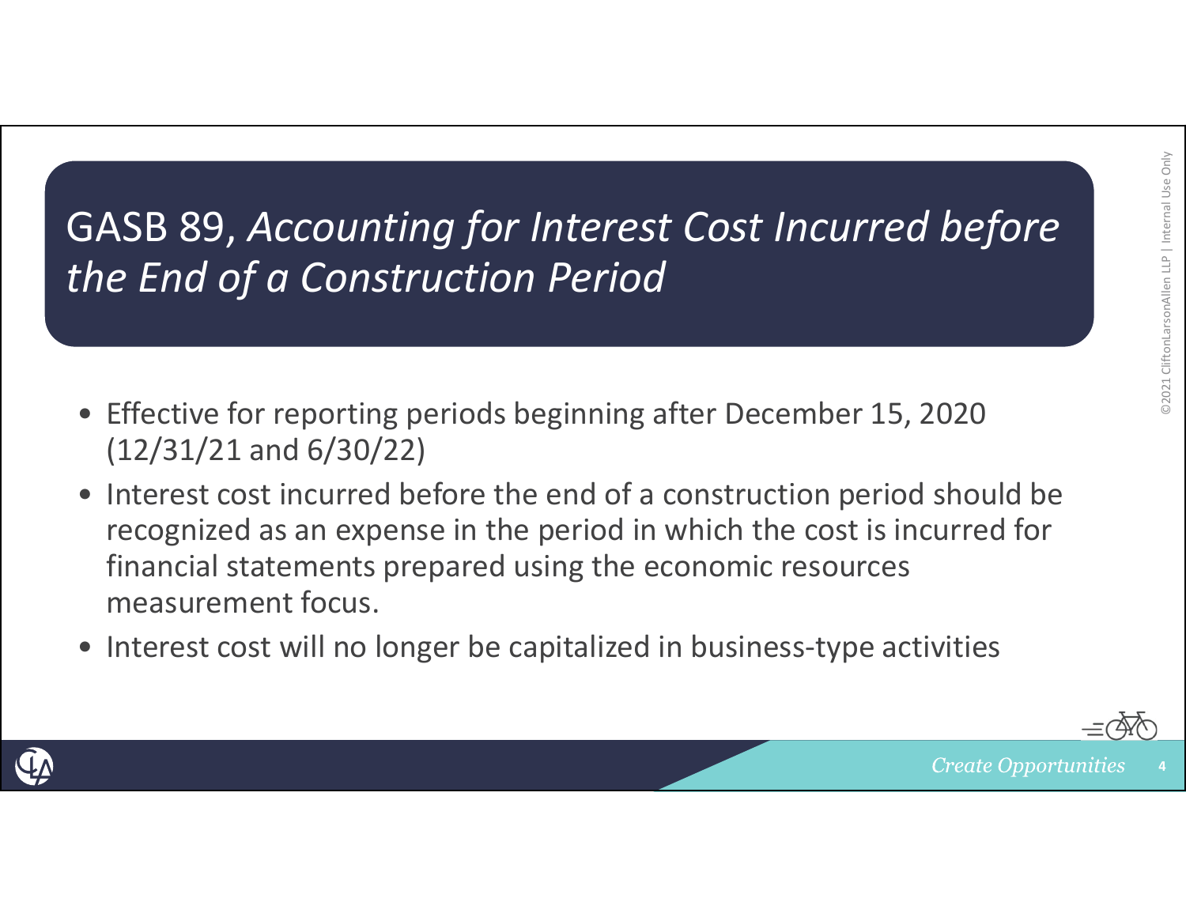# GASB 89, *Accounting for Interest Cost Incurred before the End of a Construction Period*

- Effective for reporting periods beginning after December 15, 2020 (12/31/21 and 6/30/22)
- Interest cost incurred before the end of a construction period should be recognized as an expense in the period in which the cost is incurred for financial statements prepared using the economic resources measurement focus.
- Interest cost will no longer be capitalized in business-type activities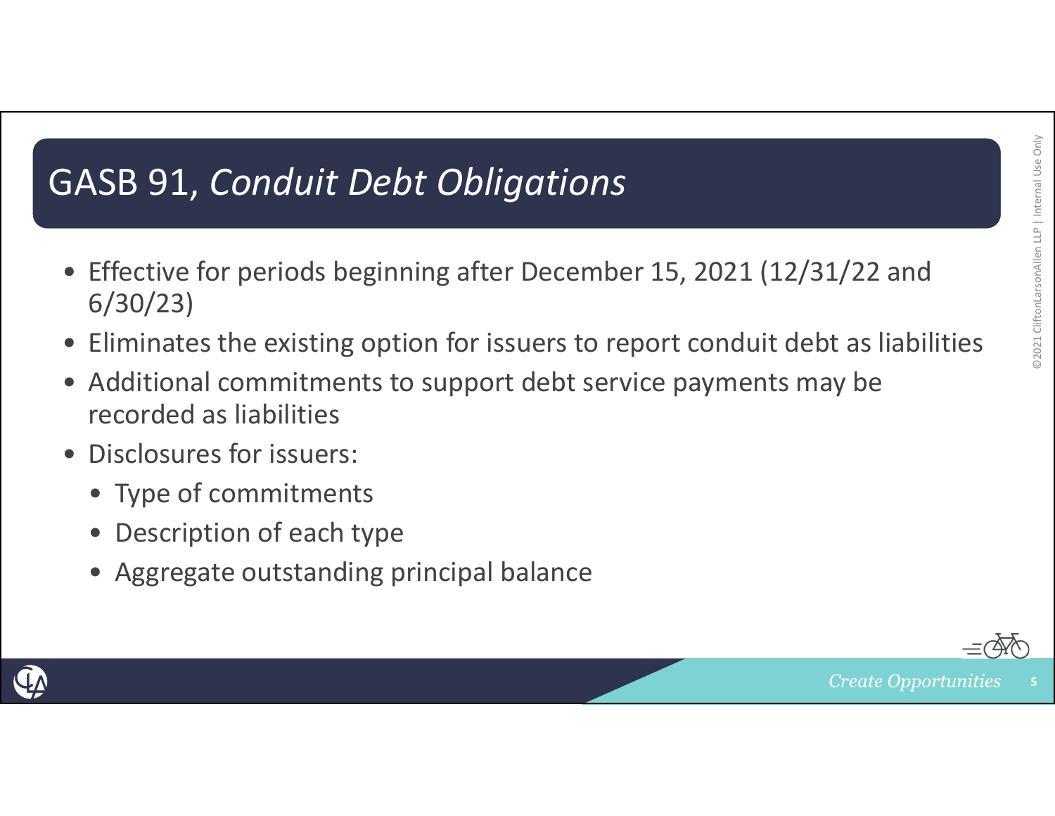# GASB 91, *Conduit Debt Obligations*

- Effective for periods beginning after December 15, 2021 (12/31/22 and 6/30/23)
- Eliminates the existing option for issuers to report conduit debt as liabilities
- Additional commitments to support debt service payments may be recorded as liabilities
- Disclosures for issuers:
  - Type of commitments
  - Description of each type
  - Aggregate outstanding principal balance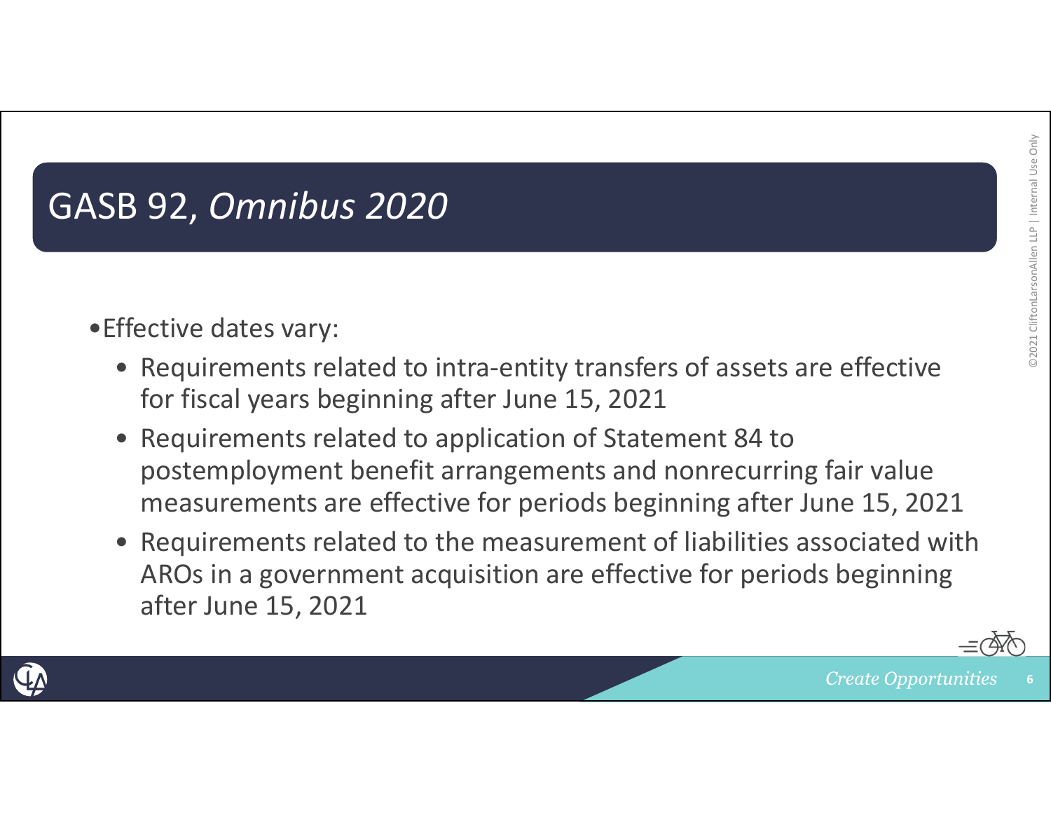# GASB 92, *Omnibus 2020*

- Effective dates vary:
  - Requirements related to intra-entity transfers of assets are effective for fiscal years beginning after June 15, 2021
  - Requirements related to application of Statement 84 to postemployment benefit arrangements and nonrecurring fair value measurements are effective for periods beginning after June 15, 2021
  - Requirements related to the measurement of liabilities associated with AROs in a government acquisition are effective for periods beginning after June 15, 2021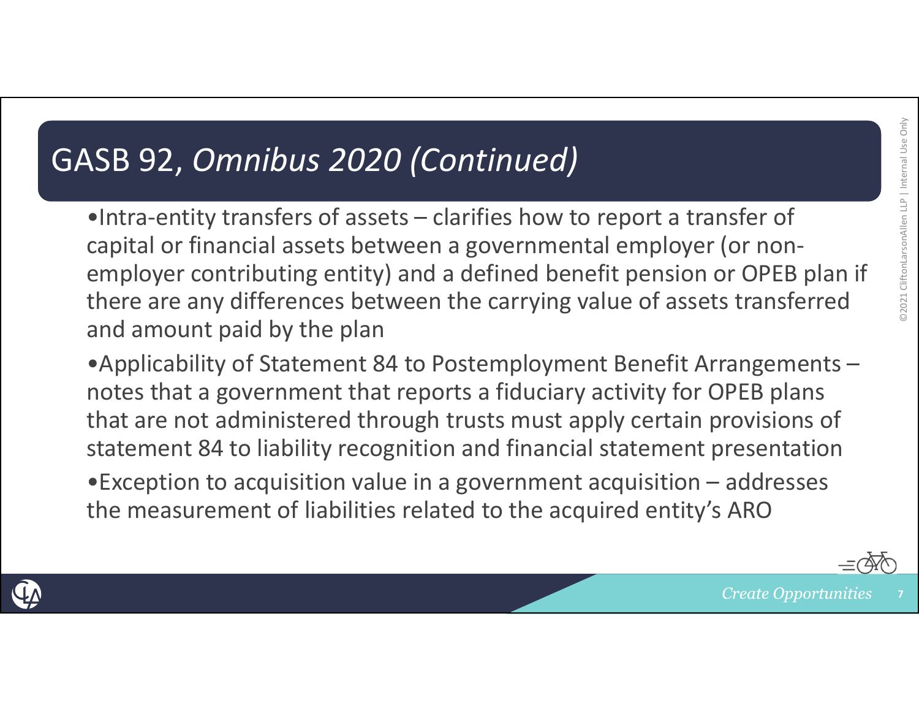# GASB 92, *Omnibus 2020 (Continued)*

- Intra-entity transfers of assets – clarifies how to report a transfer of capital or financial assets between a governmental employer (or non-employer contributing entity) and a defined benefit pension or OPEB plan if there are any differences between the carrying value of assets transferred and amount paid by the plan
- Applicability of Statement 84 to Postemployment Benefit Arrangements – notes that a government that reports a fiduciary activity for OPEB plans that are not administered through trusts must apply certain provisions of statement 84 to liability recognition and financial statement presentation
- Exception to acquisition value in a government acquisition – addresses the measurement of liabilities related to the acquired entity's ARO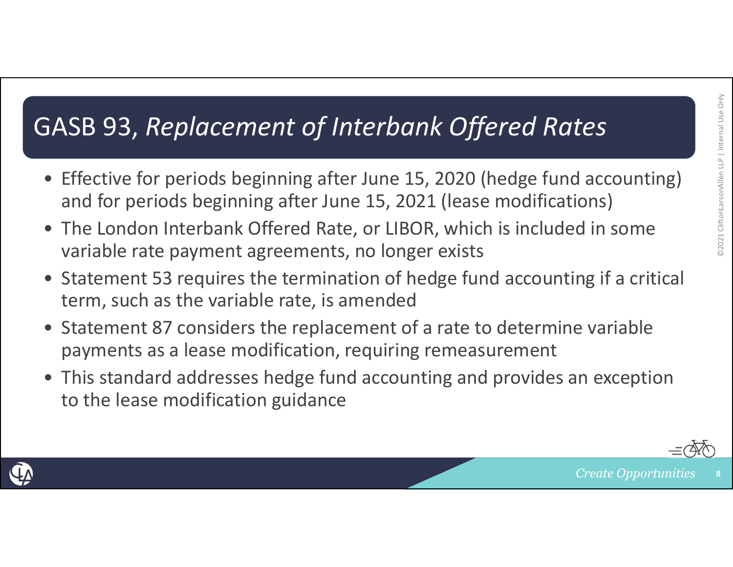# GASB 93, *Replacement of Interbank Offered Rates*

- Effective for periods beginning after June 15, 2020 (hedge fund accounting) and for periods beginning after June 15, 2021 (lease modifications)
- The London Interbank Offered Rate, or LIBOR, which is included in some variable rate payment agreements, no longer exists
- Statement 53 requires the termination of hedge fund accounting if a critical term, such as the variable rate, is amended
- Statement 87 considers the replacement of a rate to determine variable payments as a lease modification, requiring remeasurement
- This standard addresses hedge fund accounting and provides an exception to the lease modification guidance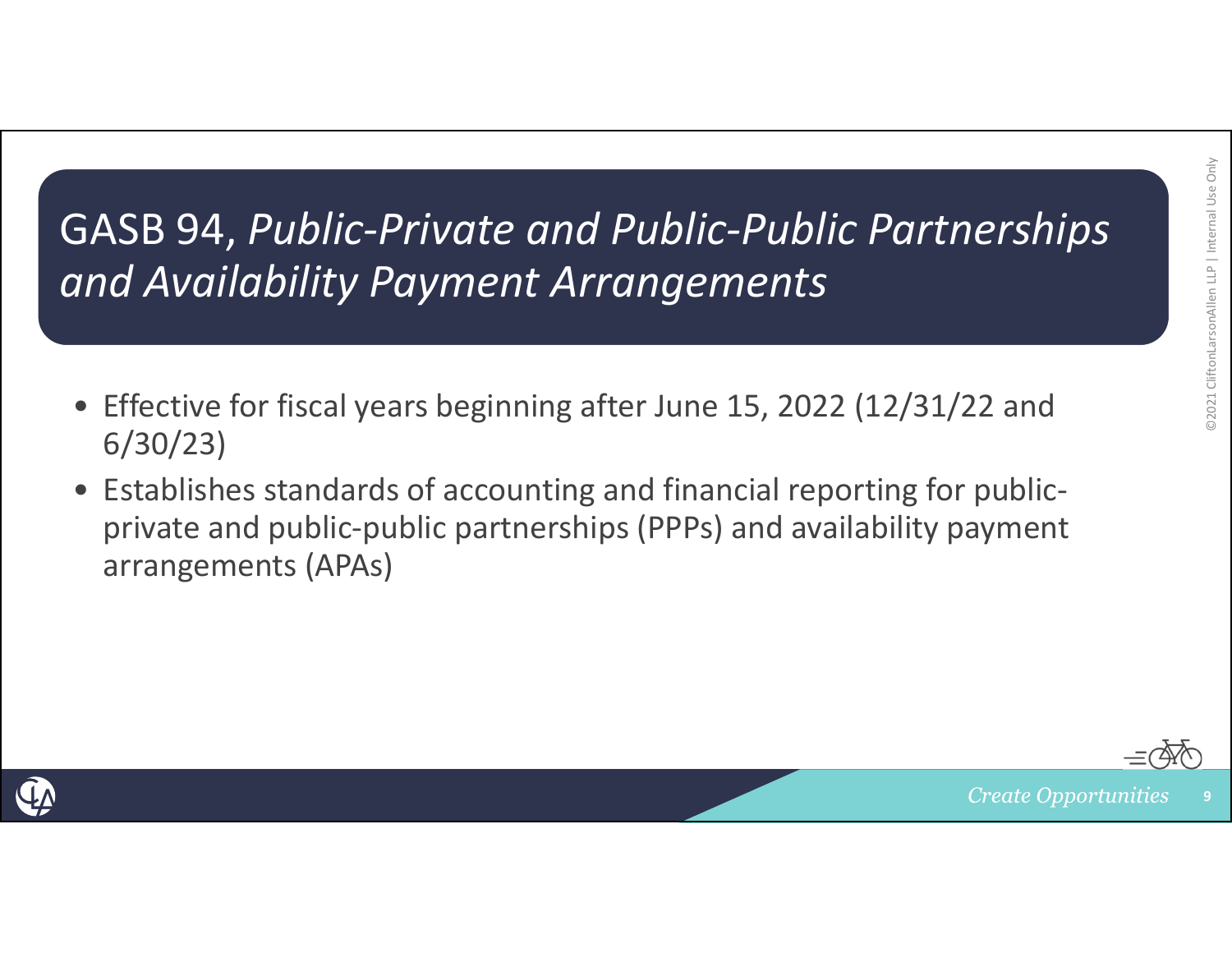# GASB 94, *Public-Private and Public-Public Partnerships and Availability Payment Arrangements*

- Effective for fiscal years beginning after June 15, 2022 (12/31/22 and 6/30/23)
- Establishes standards of accounting and financial reporting for public-private and public-public partnerships (PPPs) and availability payment arrangements (APAs)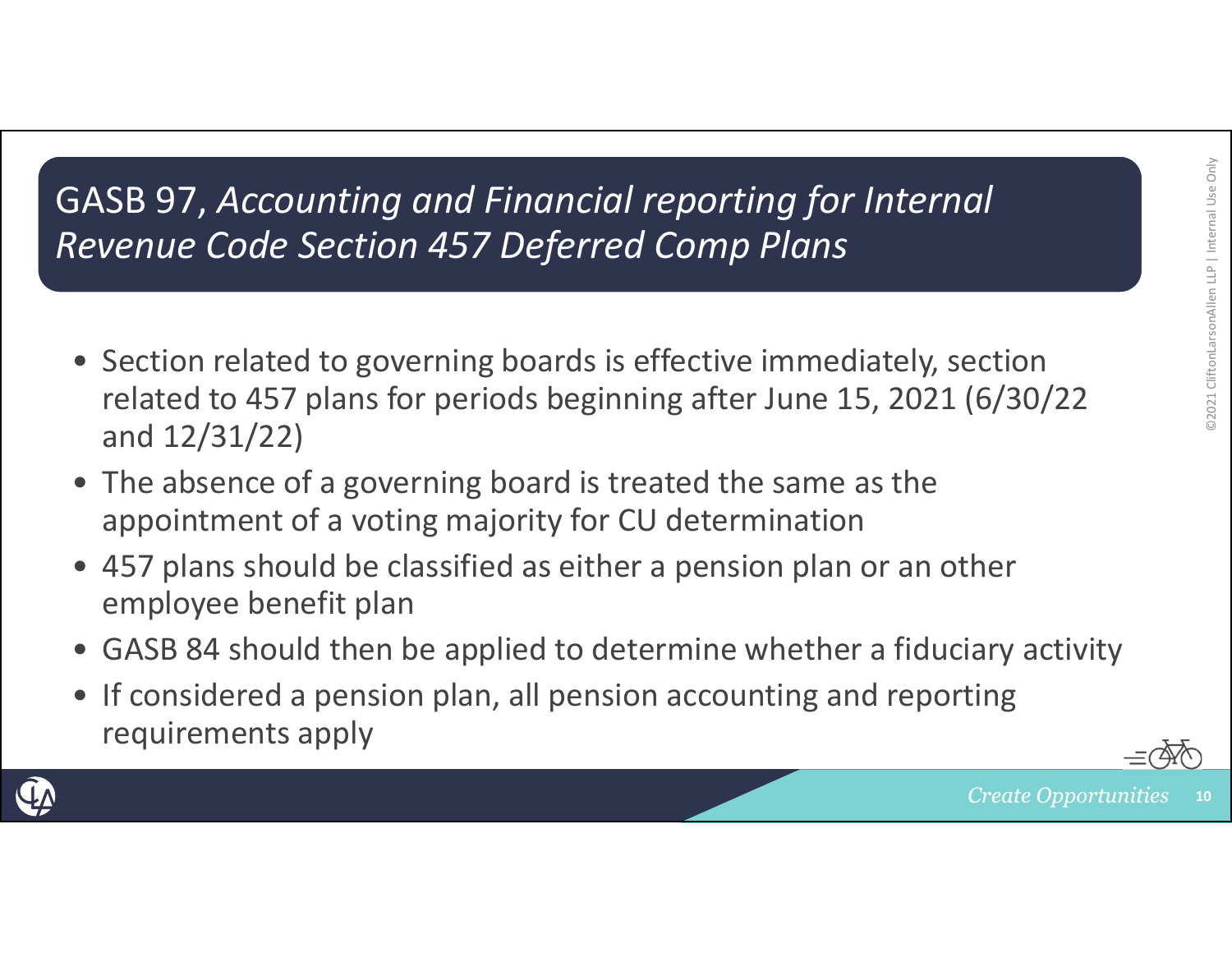# GASB 97, *Accounting and Financial reporting for Internal Revenue Code Section 457 Deferred Comp Plans*

- Section related to governing boards is effective immediately, section related to 457 plans for periods beginning after June 15, 2021 (6/30/22 and 12/31/22)
- The absence of a governing board is treated the same as the appointment of a voting majority for CU determination
- 457 plans should be classified as either a pension plan or an other employee benefit plan
- GASB 84 should then be applied to determine whether a fiduciary activity
- If considered a pension plan, all pension accounting and reporting requirements apply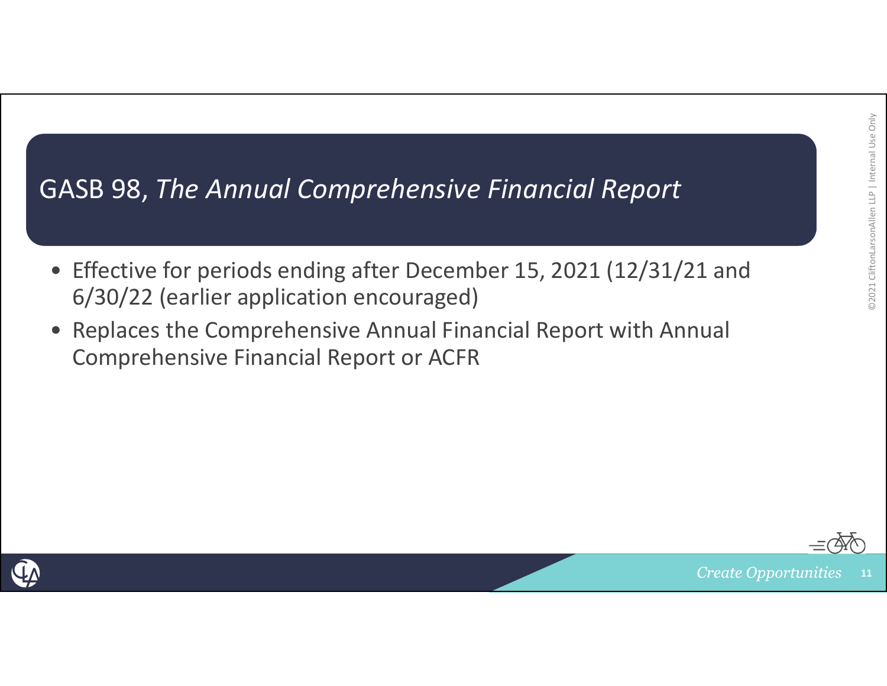# GASB 98, *The Annual Comprehensive Financial Report*

- Effective for periods ending after December 15, 2021 (12/31/21 and 6/30/22 (earlier application encouraged)
- Replaces the Comprehensive Annual Financial Report with Annual Comprehensive Financial Report or ACFR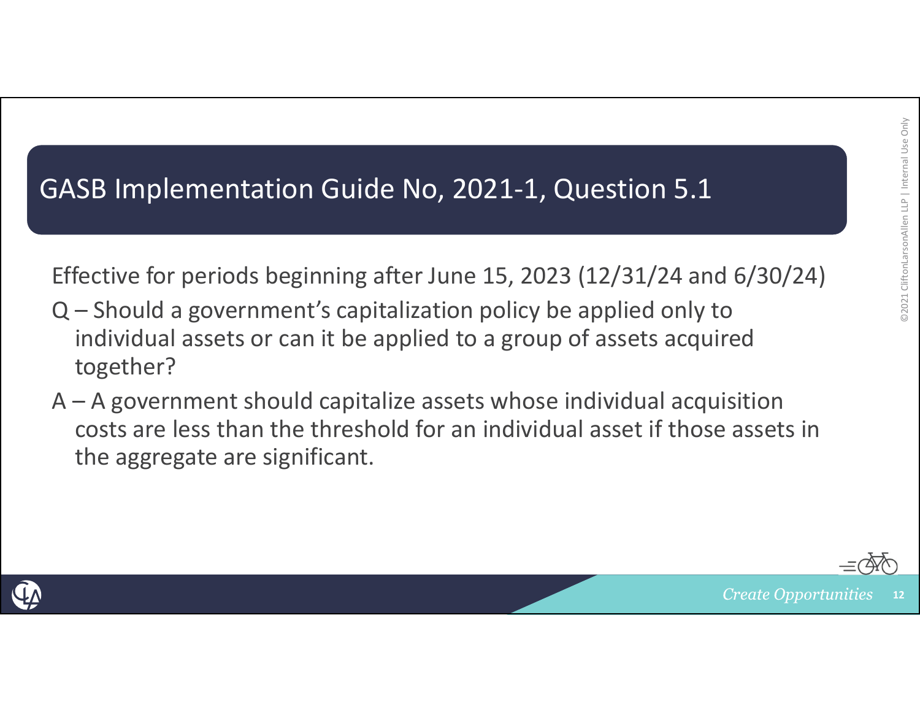# GASB Implementation Guide No, 2021-1, Question 5.1

Effective for periods beginning after June 15, 2023 (12/31/24 and 6/30/24)

Q – Should a government's capitalization policy be applied only to individual assets or can it be applied to a group of assets acquired together?

A – A government should capitalize assets whose individual acquisition costs are less than the threshold for an individual asset if those assets in the aggregate are significant.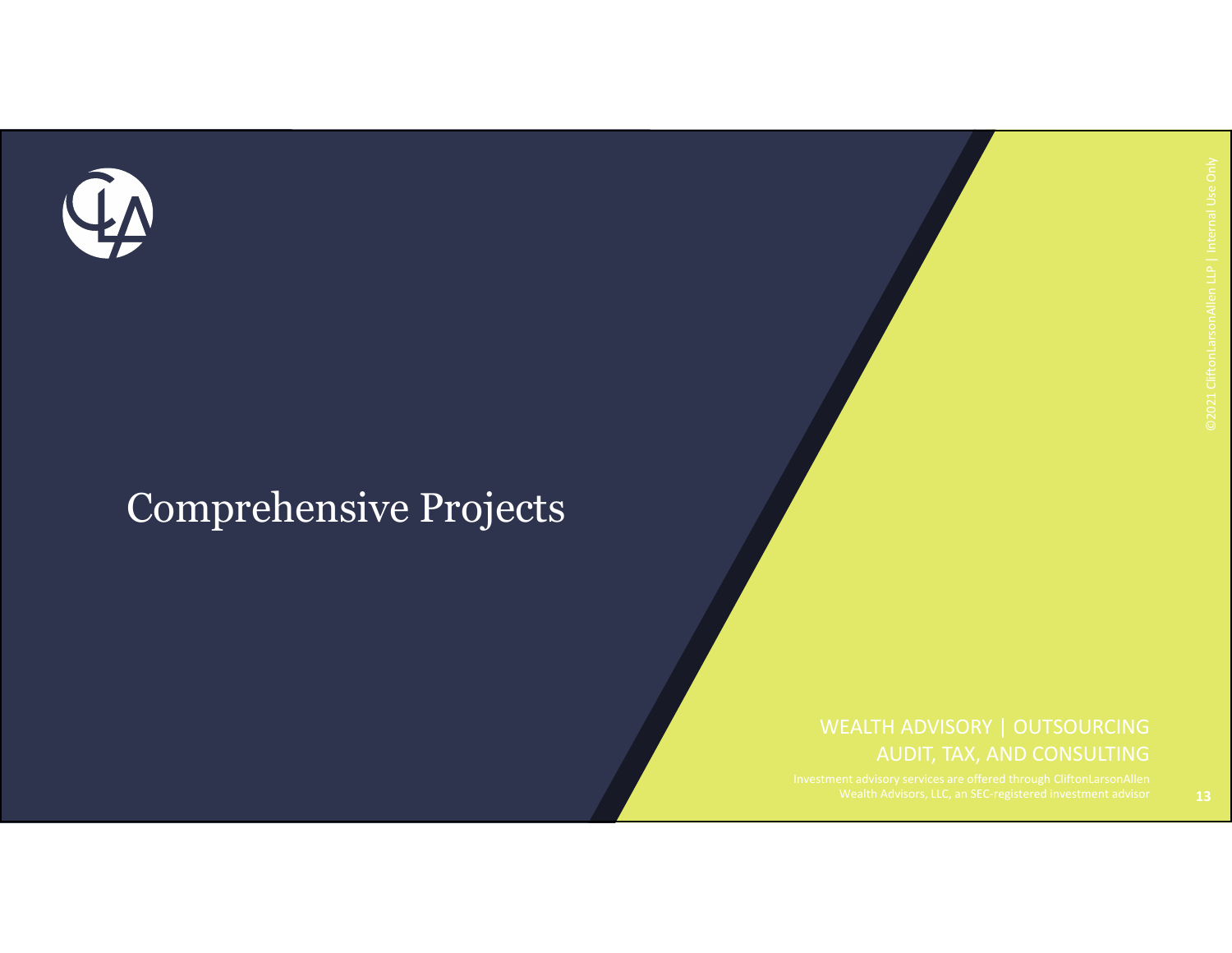# Comprehensive Projects

WEALTH ADVISORY | OUTSOURCING
AUDIT, TAX, AND CONSULTING

Investment advisory services are offered through CliftonLarsonAllen Wealth Advisors, LLC, an SEC-registered investment advisor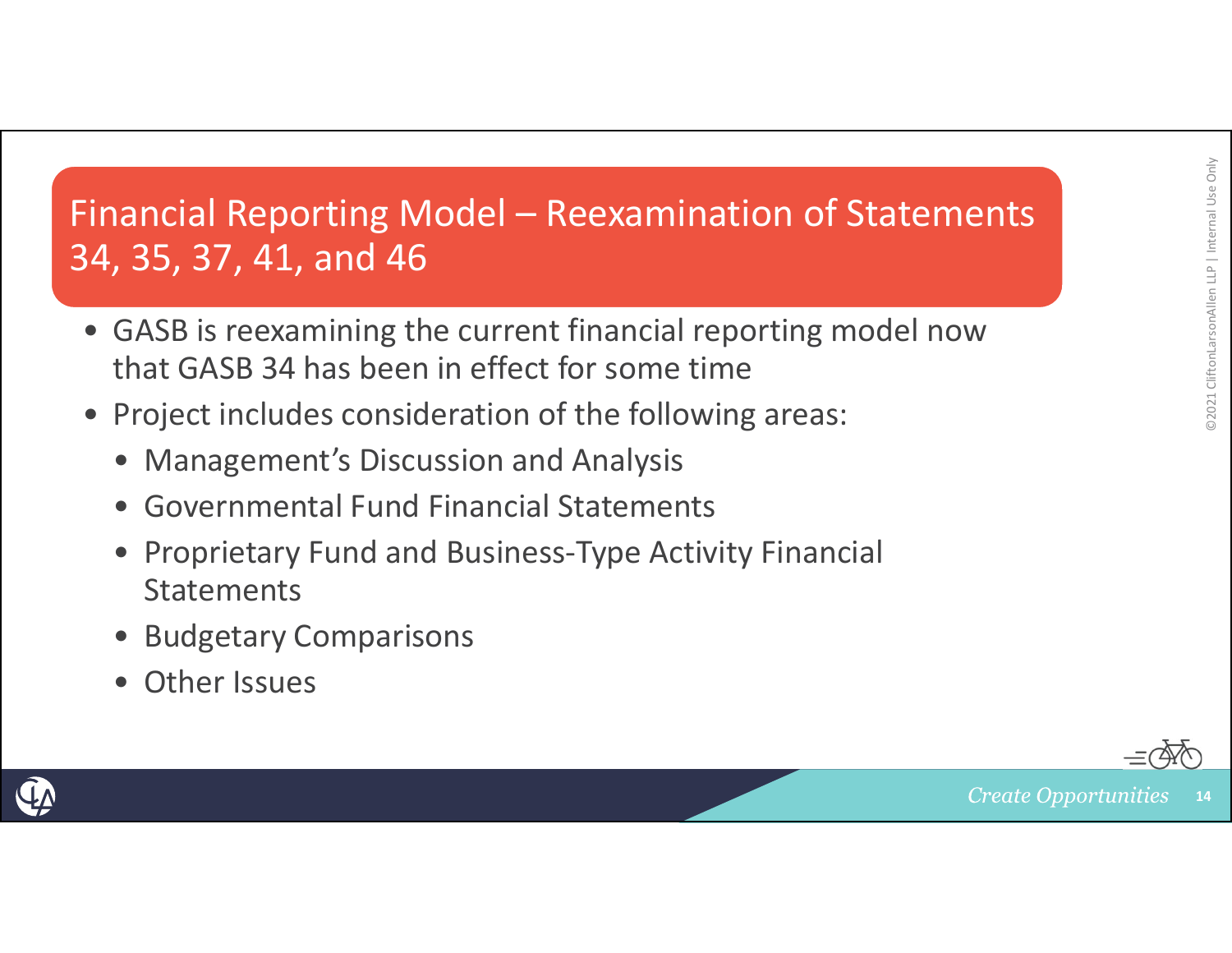# Financial Reporting Model – Reexamination of Statements 34, 35, 37, 41, and 46

- GASB is reexamining the current financial reporting model now that GASB 34 has been in effect for some time
- Project includes consideration of the following areas:
  - Management's Discussion and Analysis
  - Governmental Fund Financial Statements
  - Proprietary Fund and Business-Type Activity Financial Statements
  - Budgetary Comparisons
  - Other Issues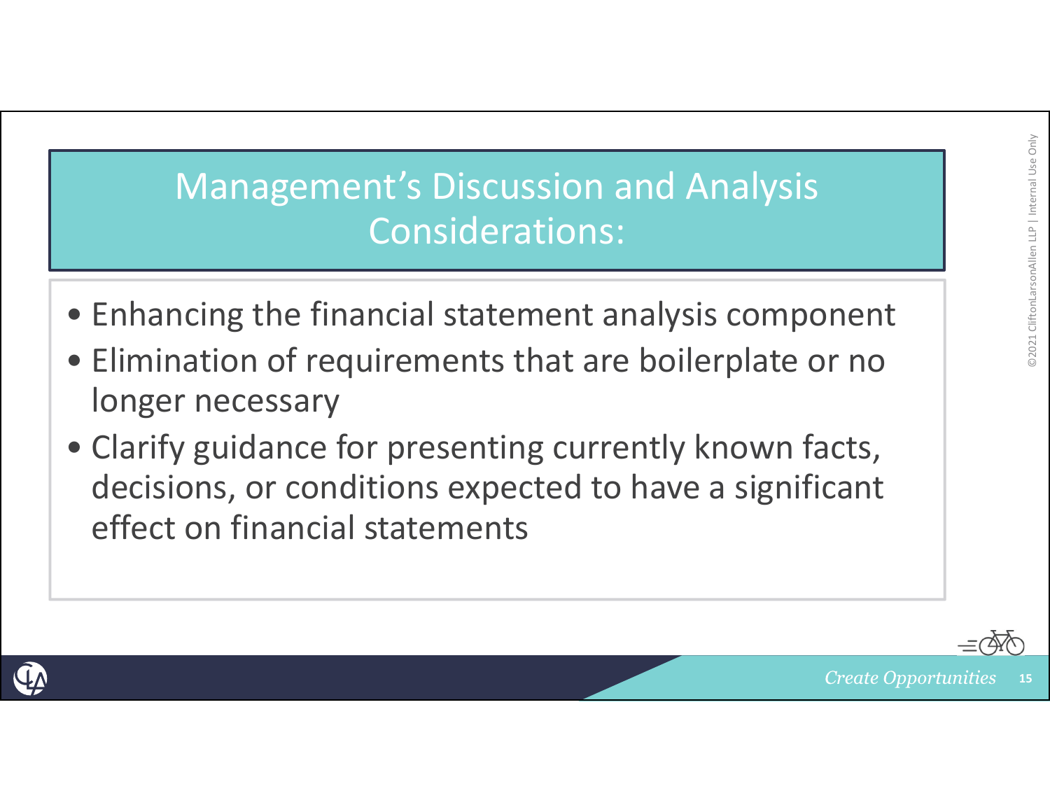# Management's Discussion and Analysis Considerations:

- Enhancing the financial statement analysis component
- Elimination of requirements that are boilerplate or no longer necessary
- Clarify guidance for presenting currently known facts, decisions, or conditions expected to have a significant effect on financial statements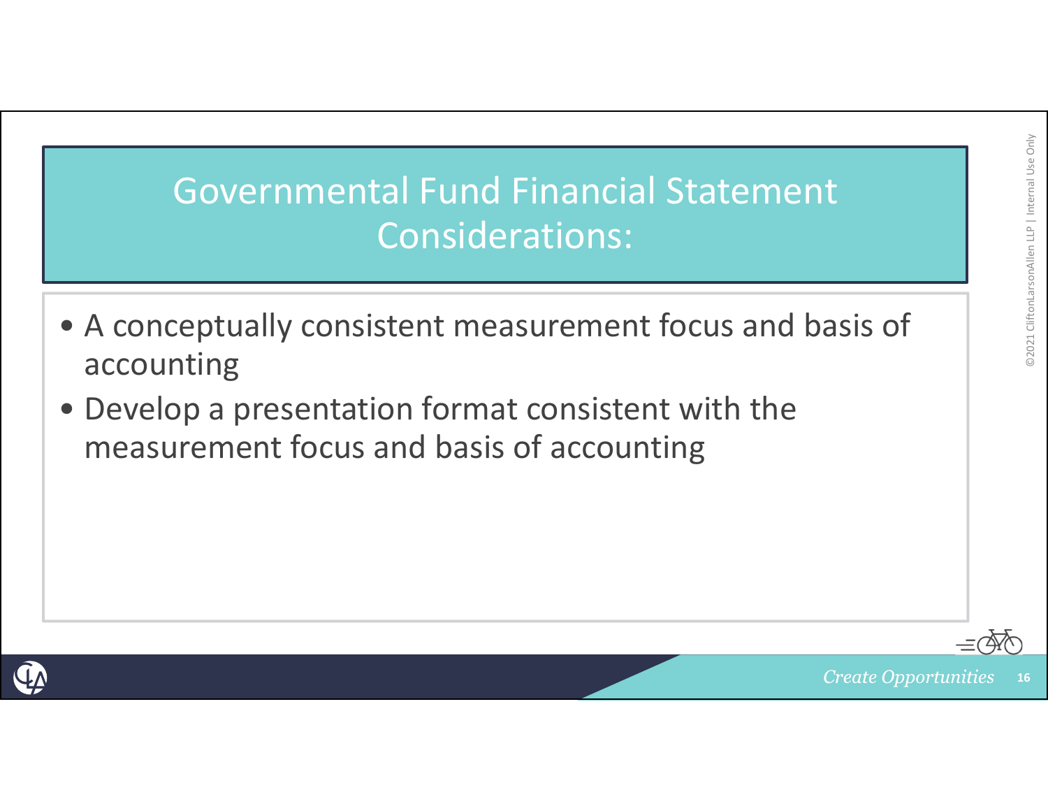# Governmental Fund Financial Statement Considerations:

- A conceptually consistent measurement focus and basis of accounting
- Develop a presentation format consistent with the measurement focus and basis of accounting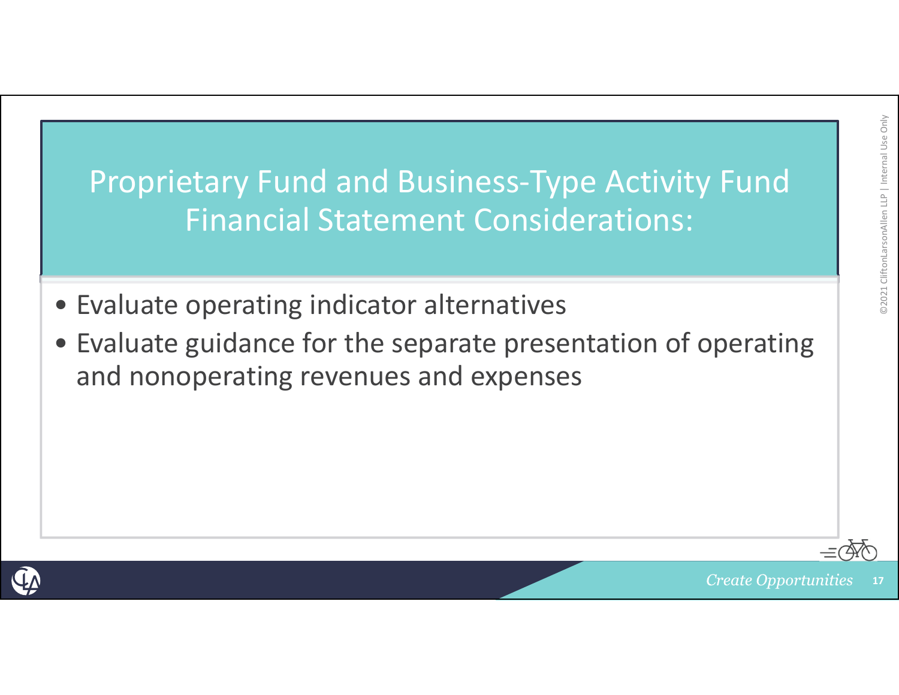# Proprietary Fund and Business-Type Activity Fund Financial Statement Considerations:

- Evaluate operating indicator alternatives
- Evaluate guidance for the separate presentation of operating and nonoperating revenues and expenses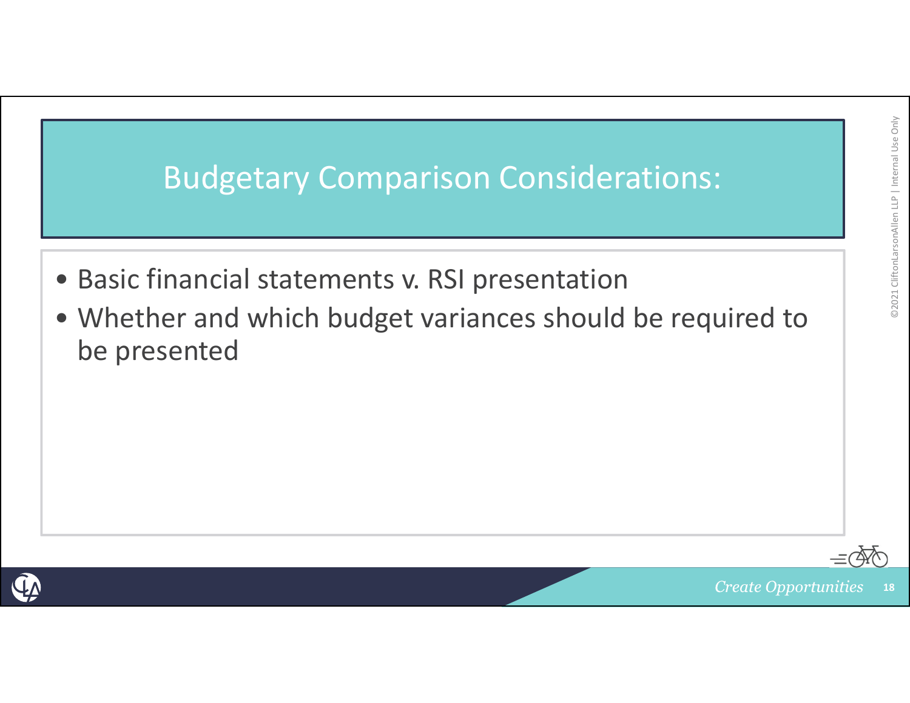# Budgetary Comparison Considerations:

- Basic financial statements v. RSI presentation
- Whether and which budget variances should be required to be presented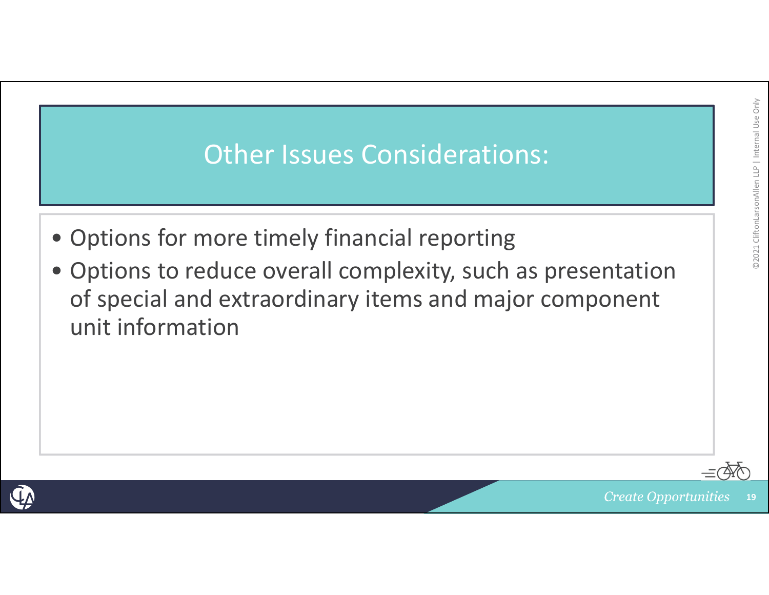# Other Issues Considerations:

- Options for more timely financial reporting
- Options to reduce overall complexity, such as presentation of special and extraordinary items and major component unit information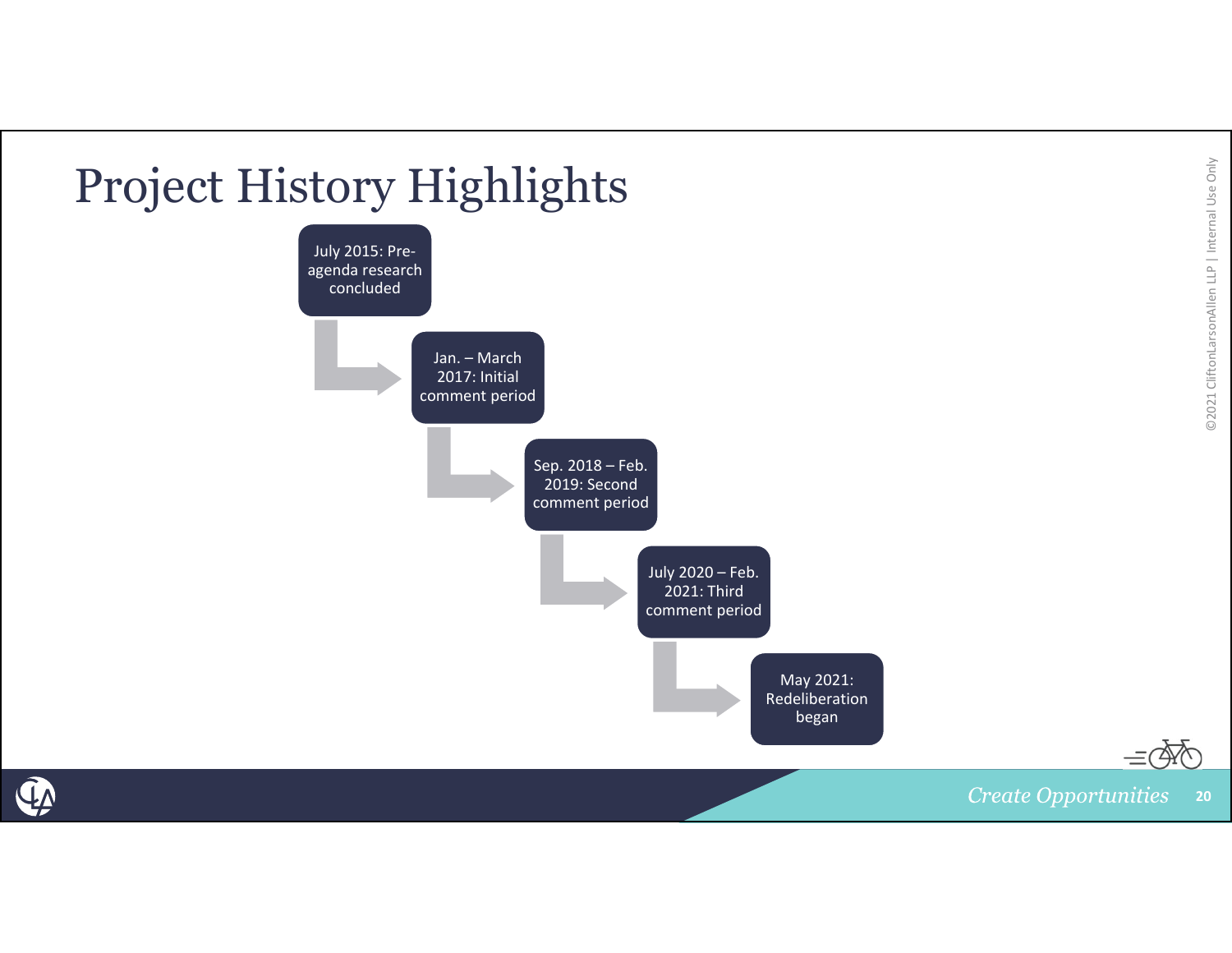# Project History Highlights

- July 2015: Pre-agenda research concluded
- Jan. – March 2017: Initial comment period
- Sep. 2018 – Feb. 2019: Second comment period
- July 2020 – Feb. 2021: Third comment period
- May 2021: Redeliberation began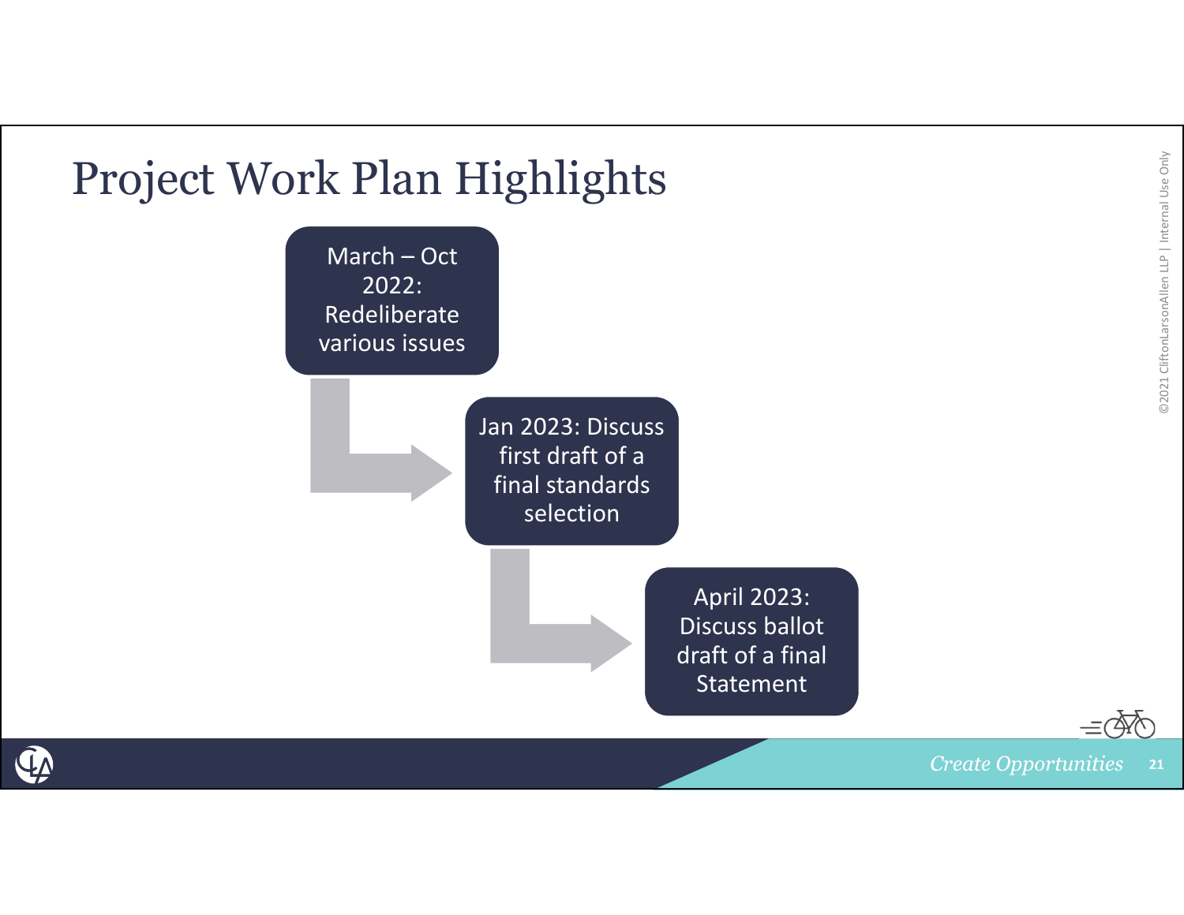# Project Work Plan Highlights

- March – Oct 2022: Redeliberate various issues
- Jan 2023: Discuss first draft of a final standards selection
- April 2023: Discuss ballot draft of a final Statement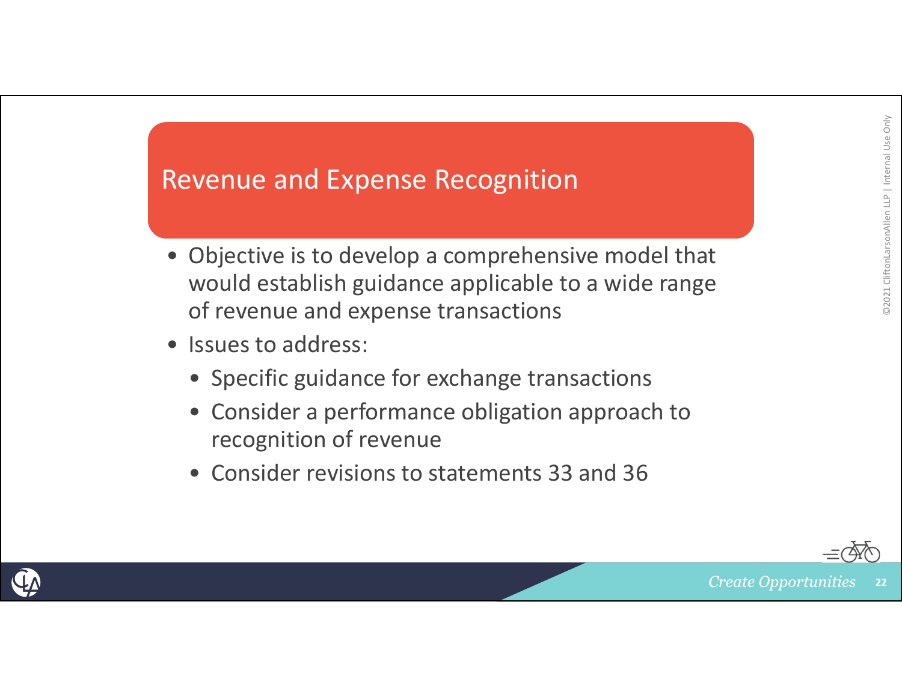# Revenue and Expense Recognition

- Objective is to develop a comprehensive model that would establish guidance applicable to a wide range of revenue and expense transactions
- Issues to address:
  - Specific guidance for exchange transactions
  - Consider a performance obligation approach to recognition of revenue
  - Consider revisions to statements 33 and 36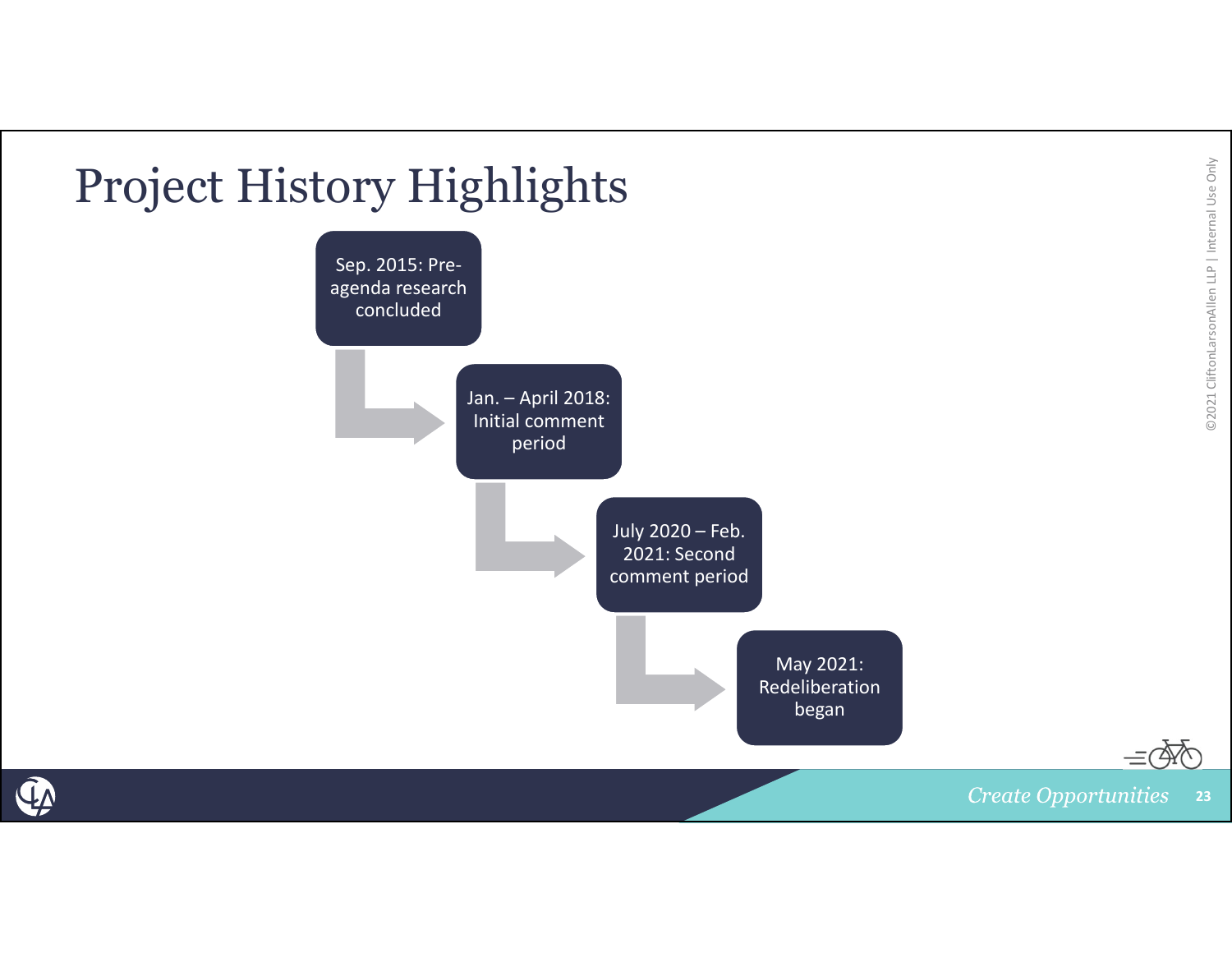# Project History Highlights

- Sep. 2015: Pre-agenda research concluded
- Jan. – April 2018: Initial comment period
- July 2020 – Feb. 2021: Second comment period
- May 2021: Redeliberation began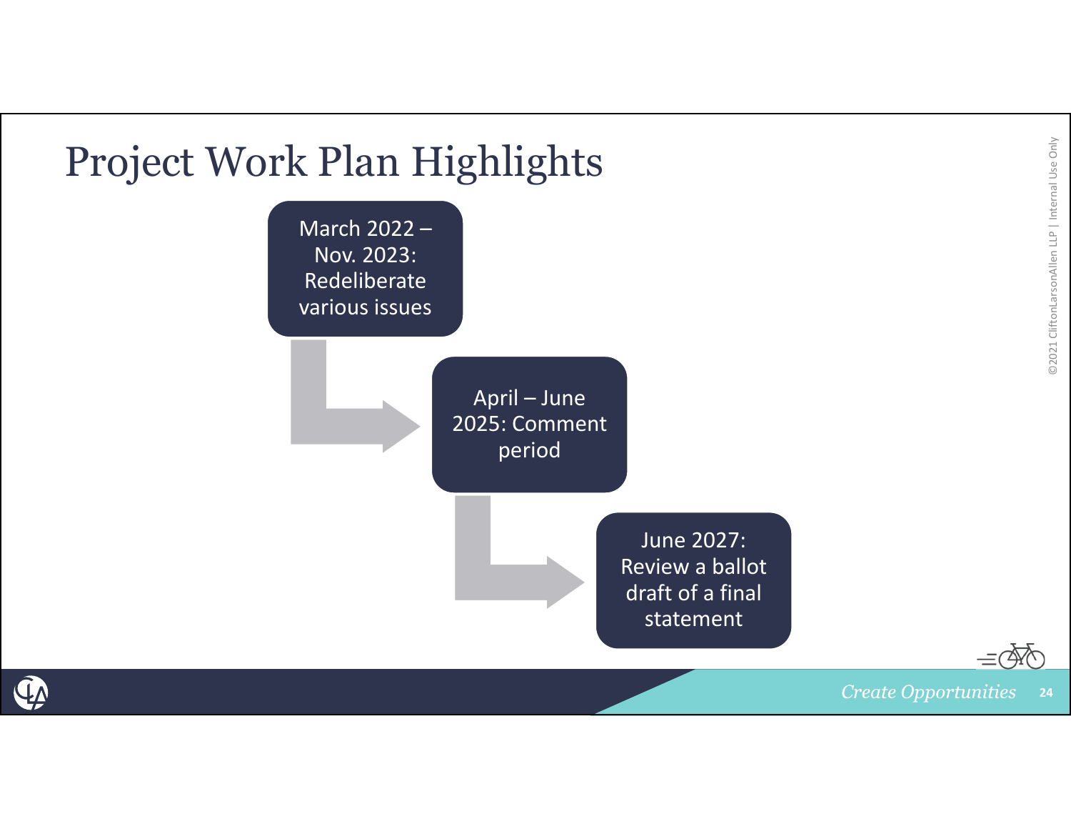# Project Work Plan Highlights

- March 2022 – Nov. 2023: Redeliberate various issues
- April – June 2025: Comment period
- June 2027: Review a ballot draft of a final statement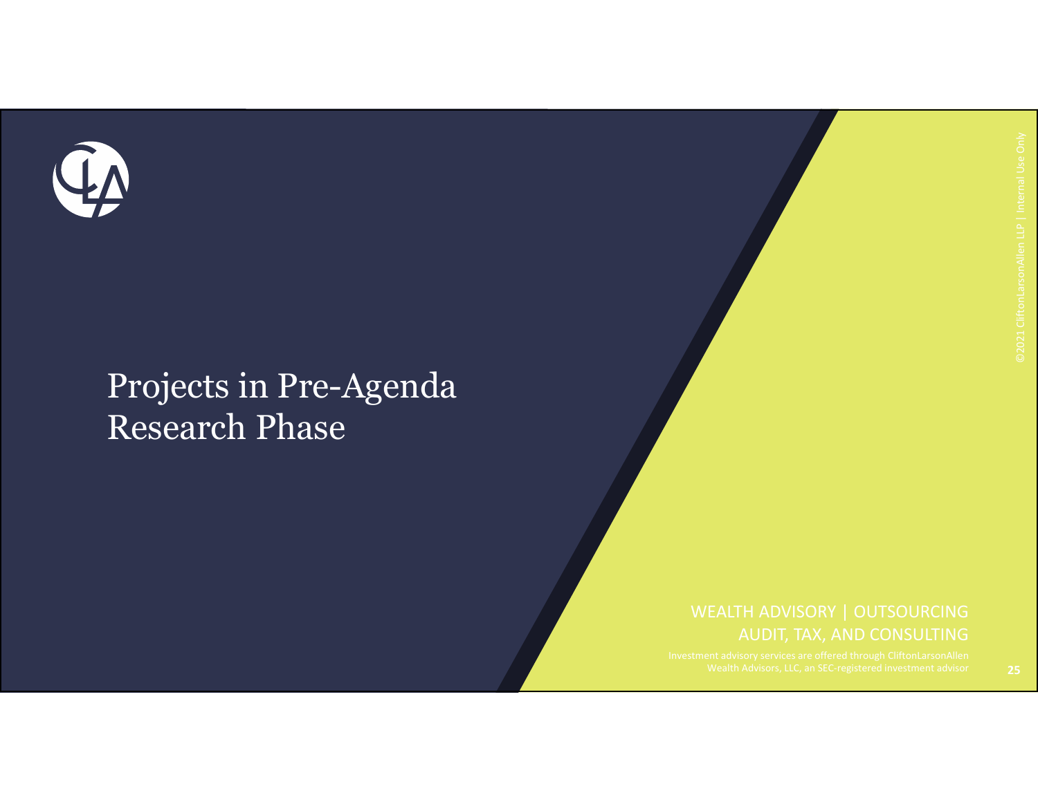# Projects in Pre-Agenda Research Phase

WEALTH ADVISORY | OUTSOURCING
AUDIT, TAX, AND CONSULTING

Investment advisory services are offered through CliftonLarsonAllen Wealth Advisors, LLC, an SEC-registered investment advisor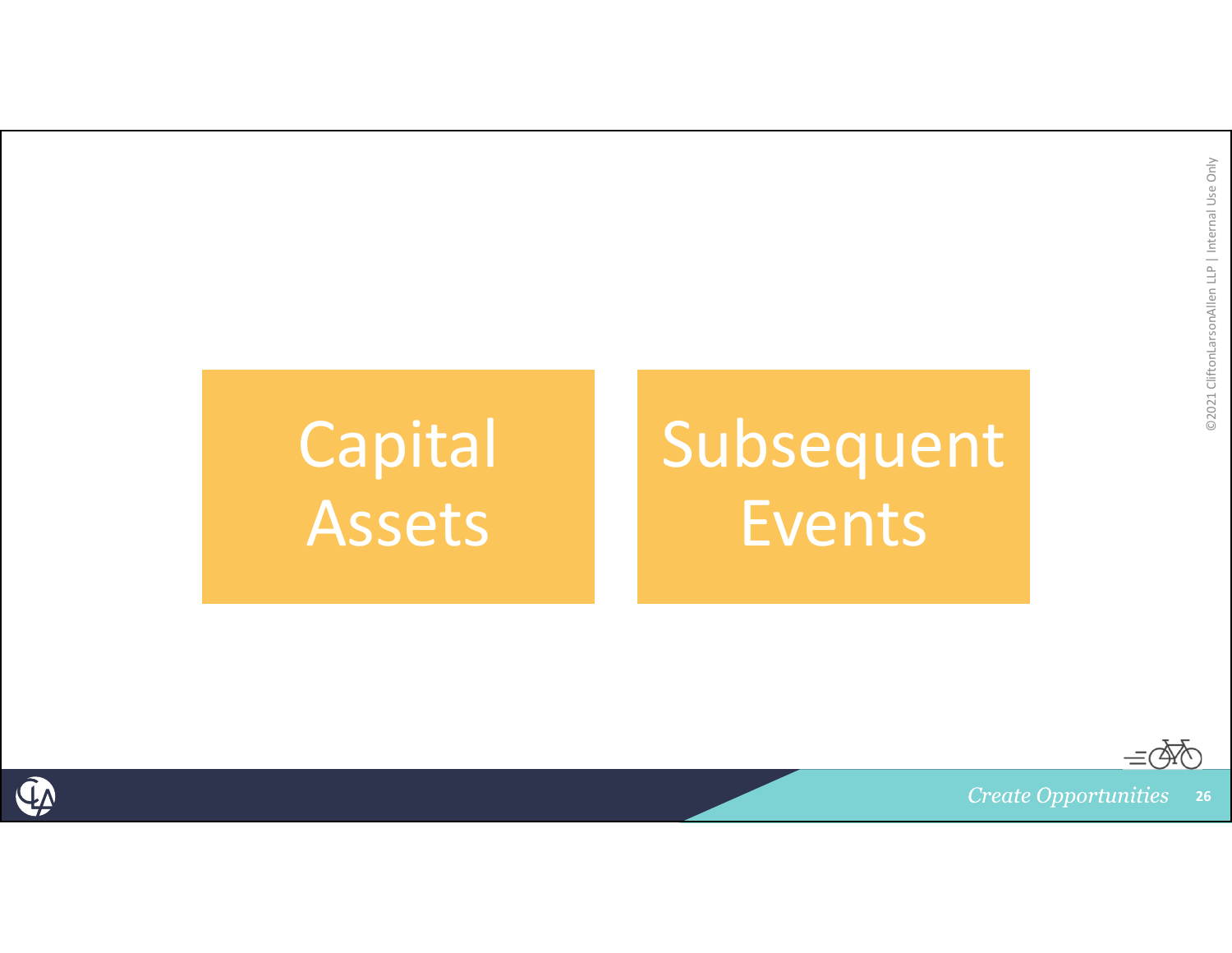Capital Assets

Subsequent Events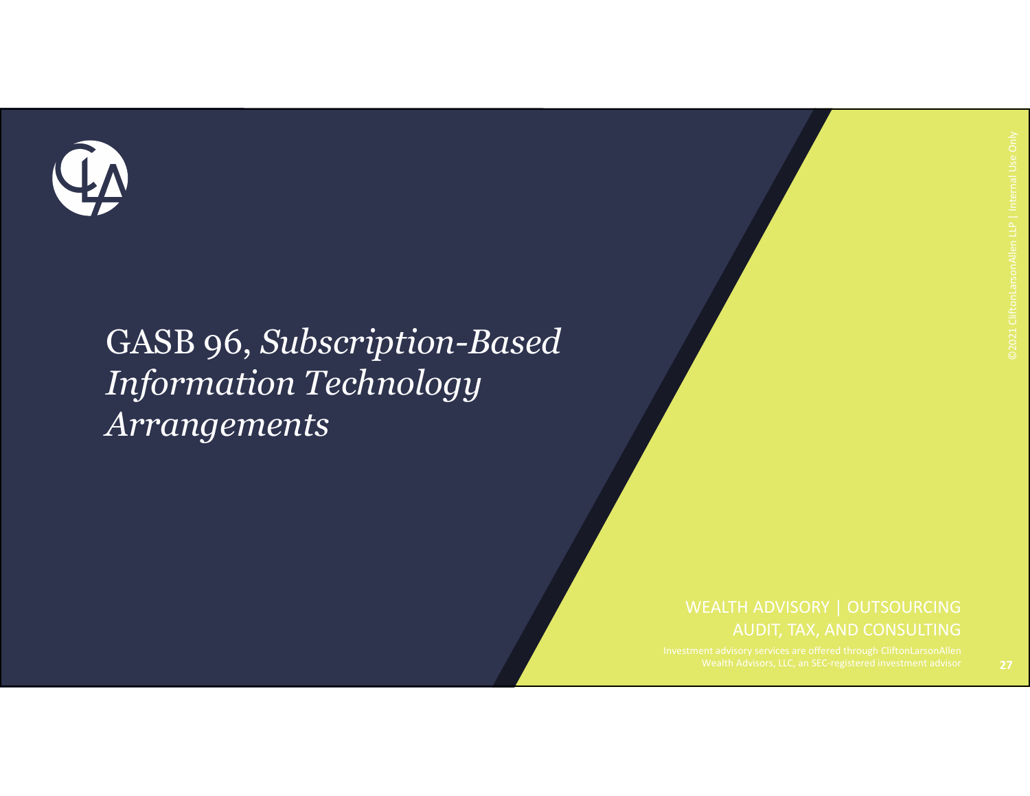# GASB 96, *Subscription-Based Information Technology Arrangements*

WEALTH ADVISORY | OUTSOURCING
AUDIT, TAX, AND CONSULTING

Investment advisory services are offered through CliftonLarsonAllen Wealth Advisors, LLC, an SEC-registered investment advisor

©2021 CliftonLarsonAllen LLP | Internal Use Only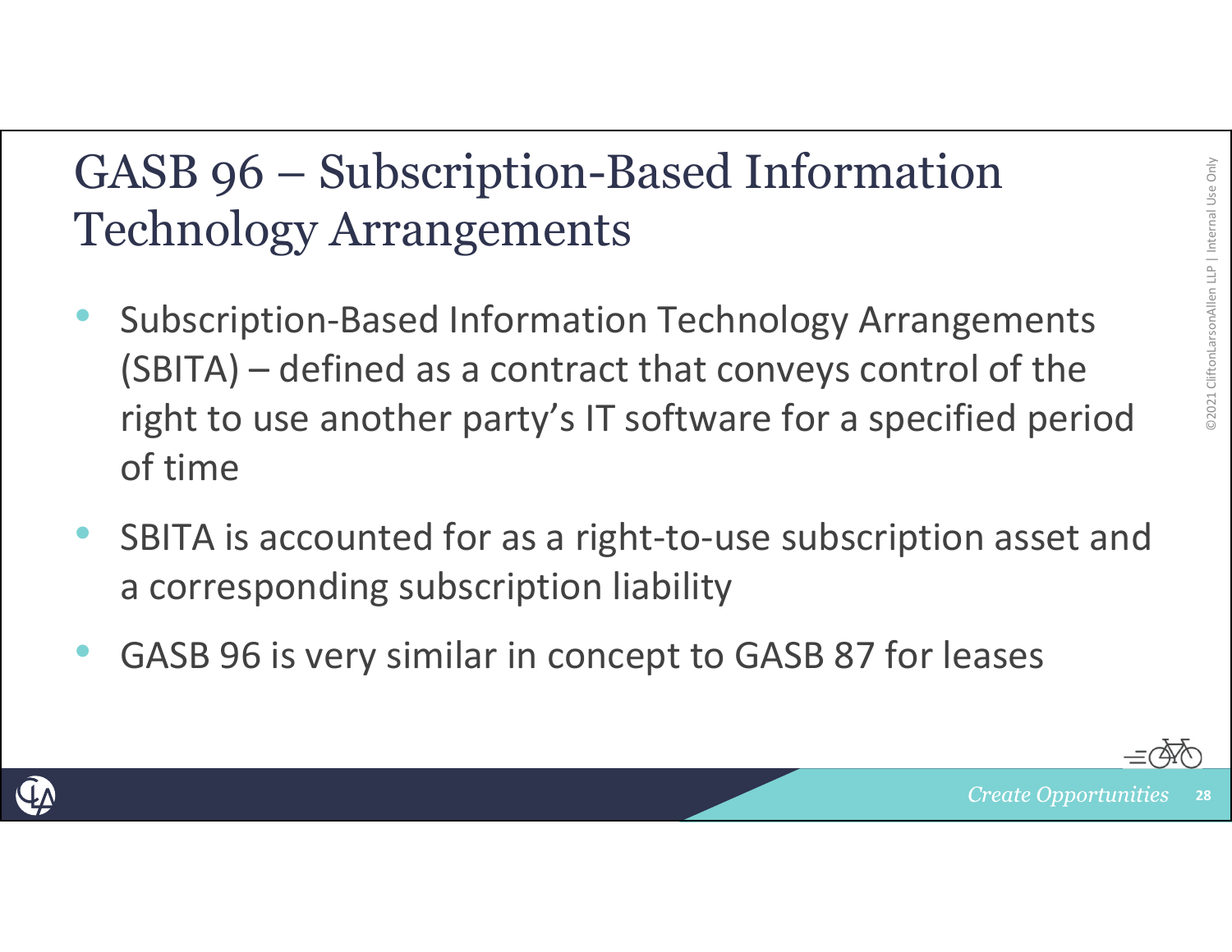# GASB 96 – Subscription-Based Information Technology Arrangements

- Subscription-Based Information Technology Arrangements (SBITA) – defined as a contract that conveys control of the right to use another party's IT software for a specified period of time
- SBITA is accounted for as a right-to-use subscription asset and a corresponding subscription liability
- GASB 96 is very similar in concept to GASB 87 for leases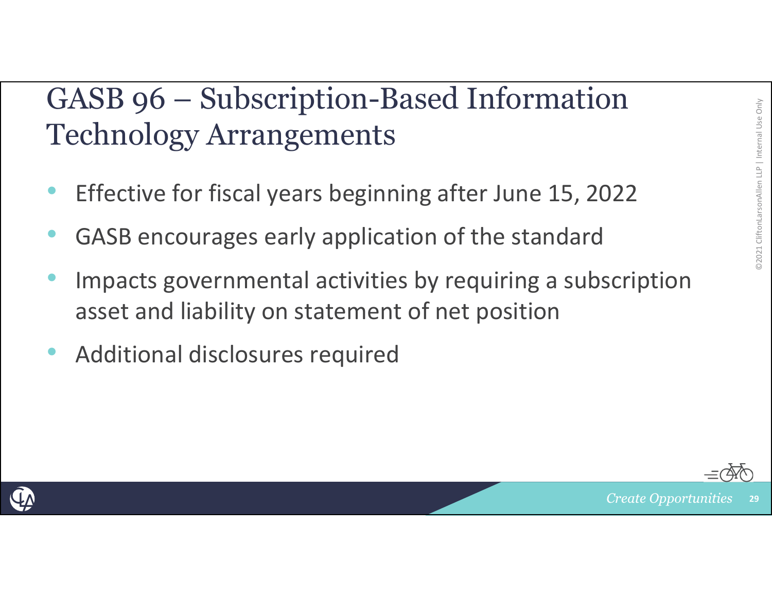# GASB 96 – Subscription-Based Information Technology Arrangements

- Effective for fiscal years beginning after June 15, 2022
- GASB encourages early application of the standard
- Impacts governmental activities by requiring a subscription asset and liability on statement of net position
- Additional disclosures required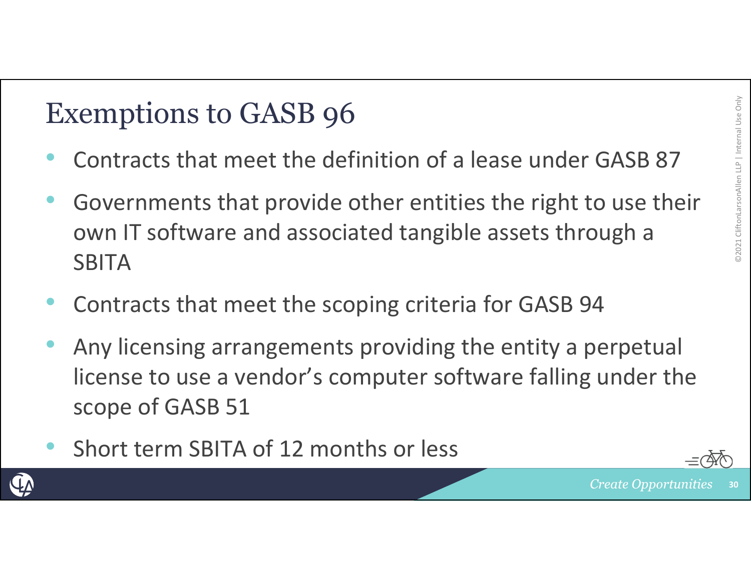# Exemptions to GASB 96

- Contracts that meet the definition of a lease under GASB 87
- Governments that provide other entities the right to use their own IT software and associated tangible assets through a SBITA
- Contracts that meet the scoping criteria for GASB 94
- Any licensing arrangements providing the entity a perpetual license to use a vendor's computer software falling under the scope of GASB 51
- Short term SBITA of 12 months or less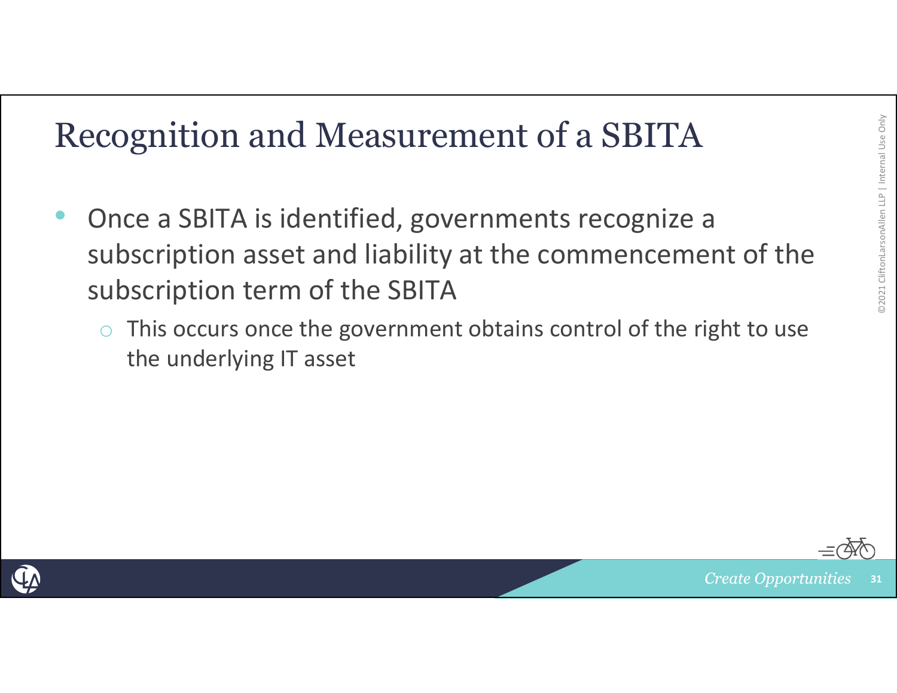# Recognition and Measurement of a SBITA

- Once a SBITA is identified, governments recognize a subscription asset and liability at the commencement of the subscription term of the SBITA
  - This occurs once the government obtains control of the right to use the underlying IT asset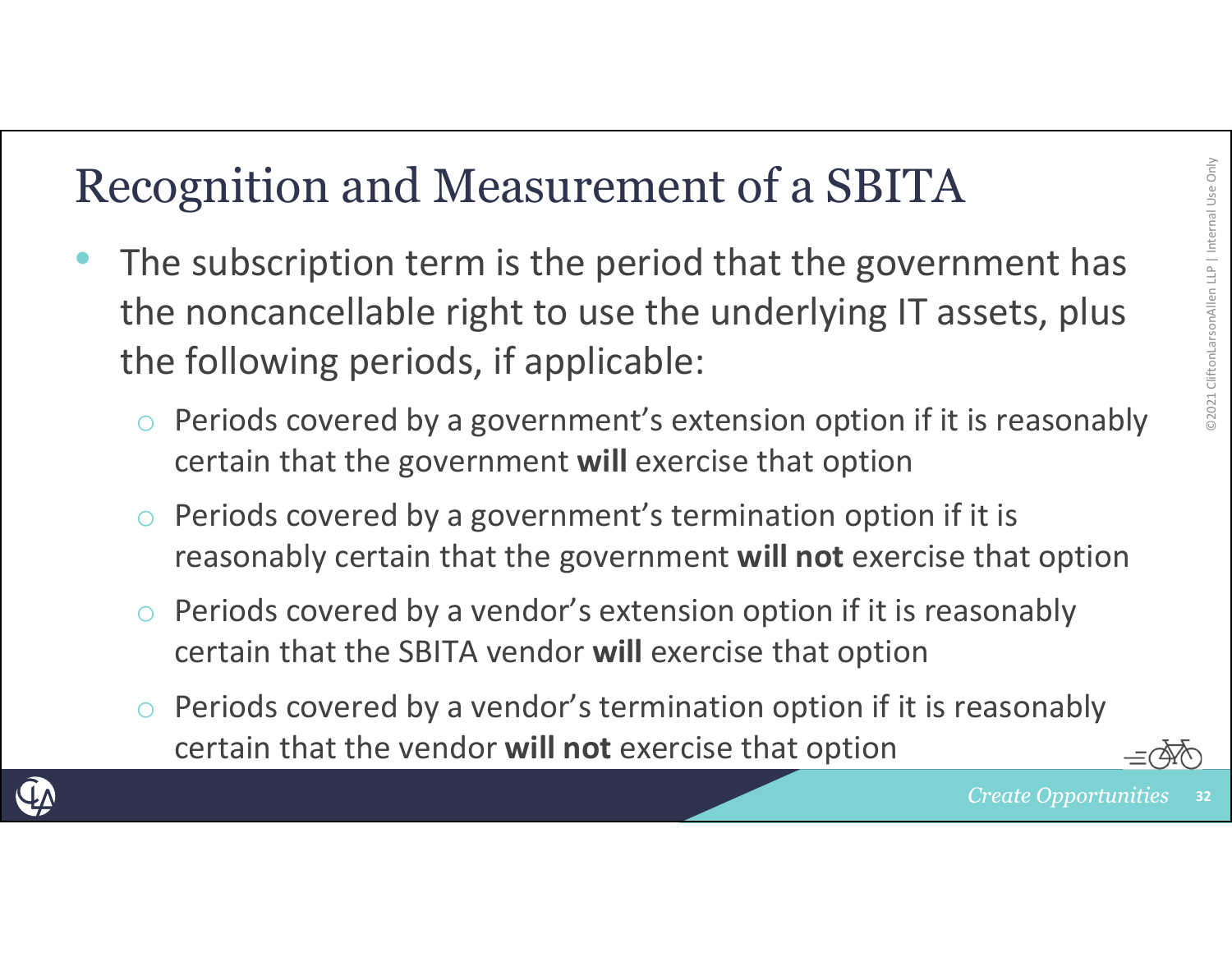# Recognition and Measurement of a SBITA

- The subscription term is the period that the government has the noncancellable right to use the underlying IT assets, plus the following periods, if applicable:
  - Periods covered by a government's extension option if it is reasonably certain that the government **will** exercise that option
  - Periods covered by a government's termination option if it is reasonably certain that the government **will not** exercise that option
  - Periods covered by a vendor's extension option if it is reasonably certain that the SBITA vendor **will** exercise that option
  - Periods covered by a vendor's termination option if it is reasonably certain that the vendor **will not** exercise that option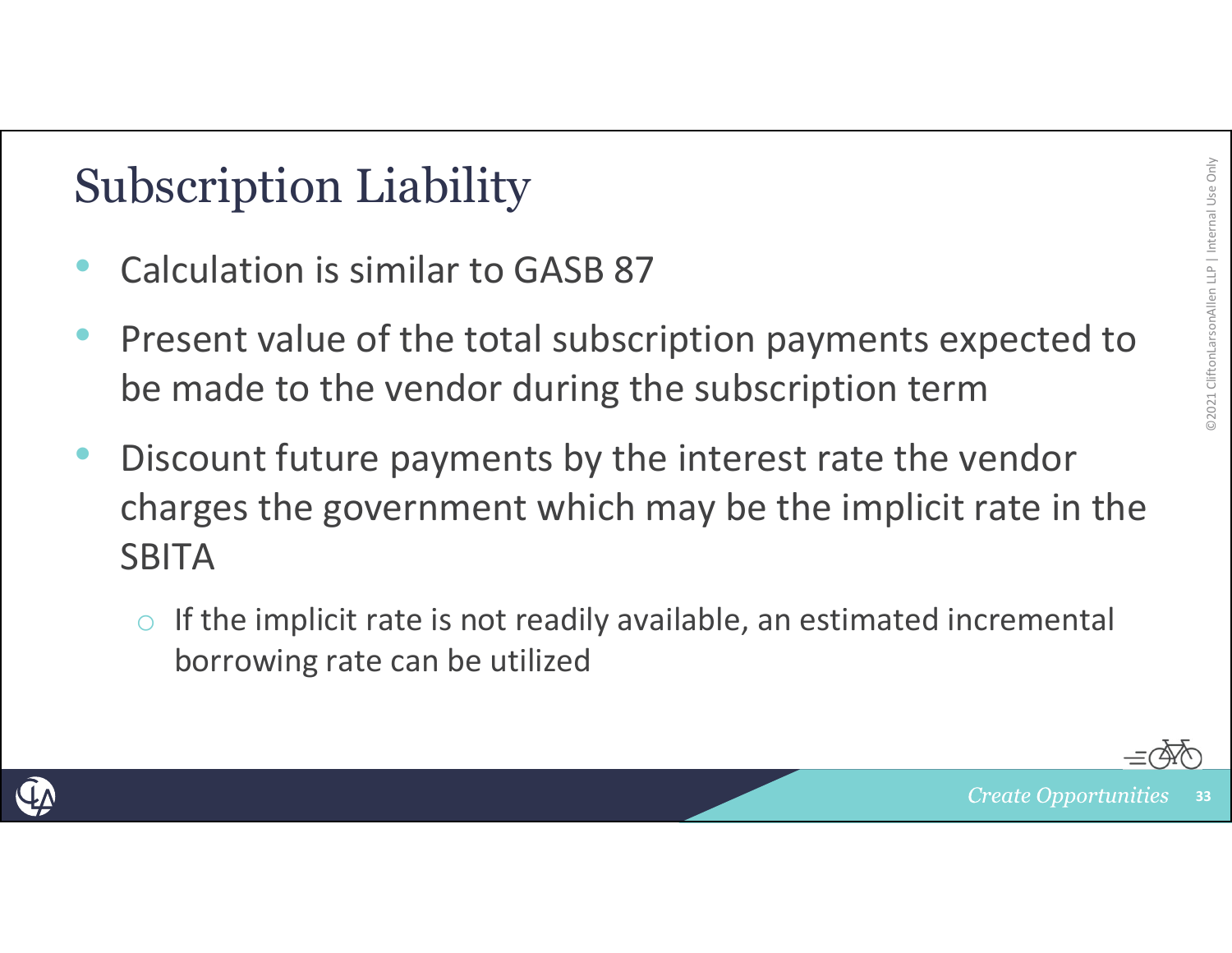# Subscription Liability

- Calculation is similar to GASB 87
- Present value of the total subscription payments expected to be made to the vendor during the subscription term
- Discount future payments by the interest rate the vendor charges the government which may be the implicit rate in the SBITA
  - If the implicit rate is not readily available, an estimated incremental borrowing rate can be utilized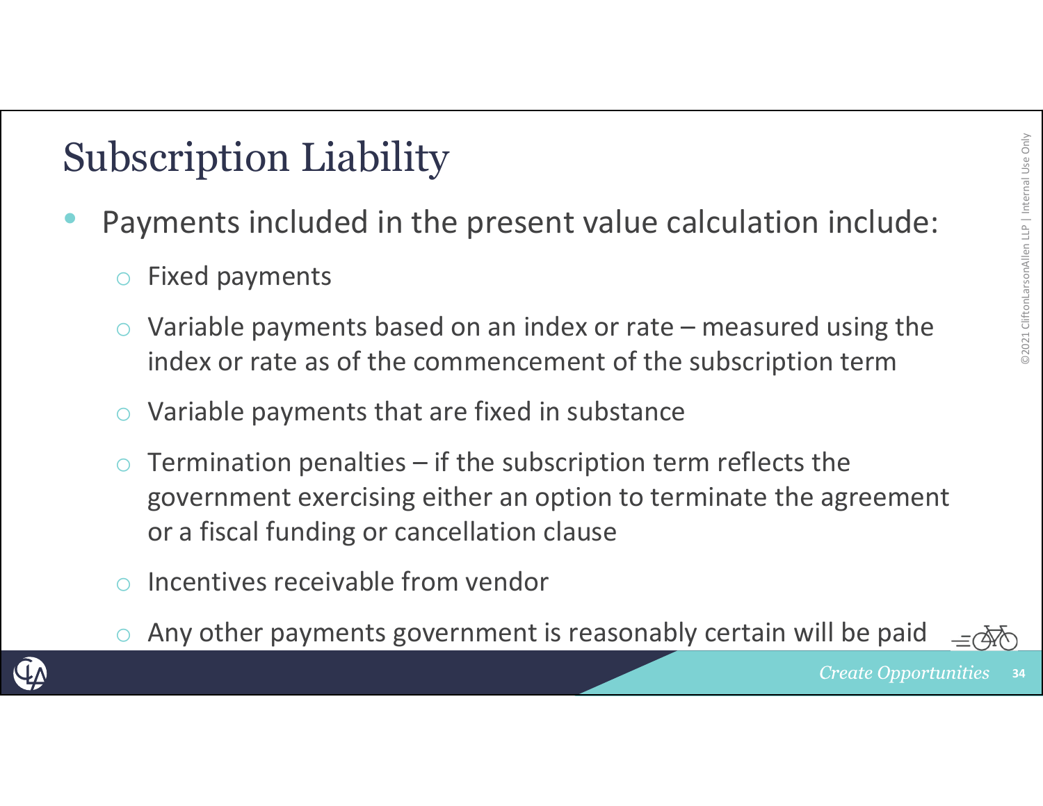# Subscription Liability

- Payments included in the present value calculation include:
  - Fixed payments
  - Variable payments based on an index or rate – measured using the index or rate as of the commencement of the subscription term
  - Variable payments that are fixed in substance
  - Termination penalties – if the subscription term reflects the government exercising either an option to terminate the agreement or a fiscal funding or cancellation clause
  - Incentives receivable from vendor
  - Any other payments government is reasonably certain will be paid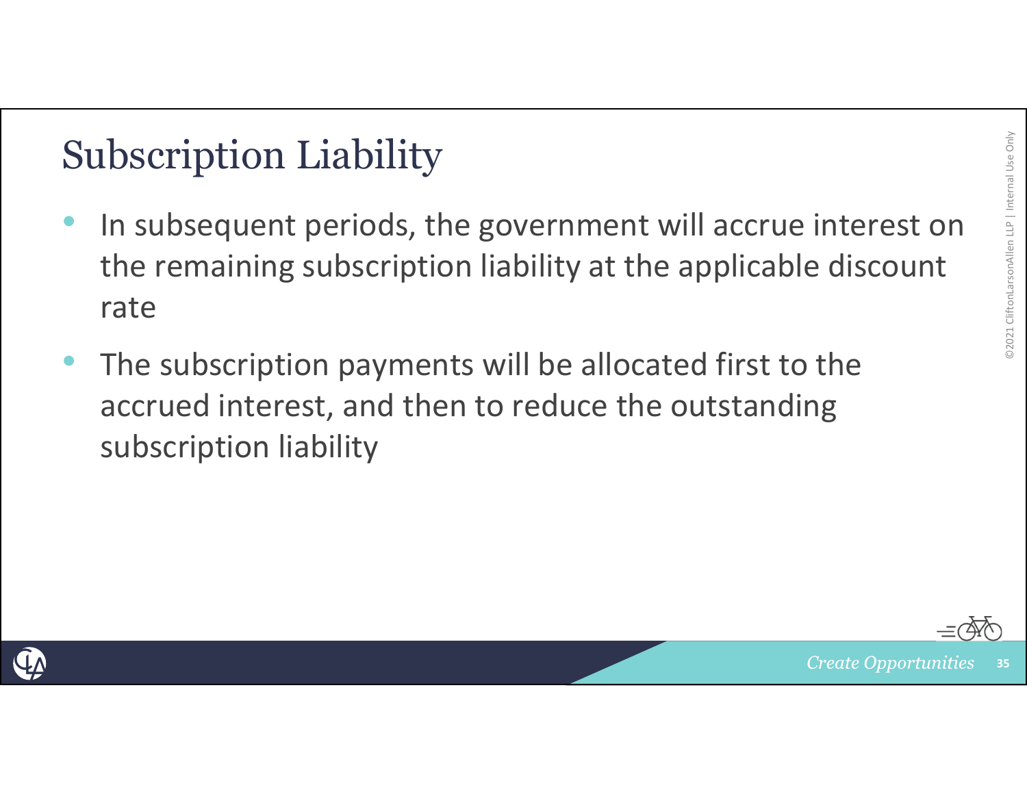# Subscription Liability

- In subsequent periods, the government will accrue interest on the remaining subscription liability at the applicable discount rate
- The subscription payments will be allocated first to the accrued interest, and then to reduce the outstanding subscription liability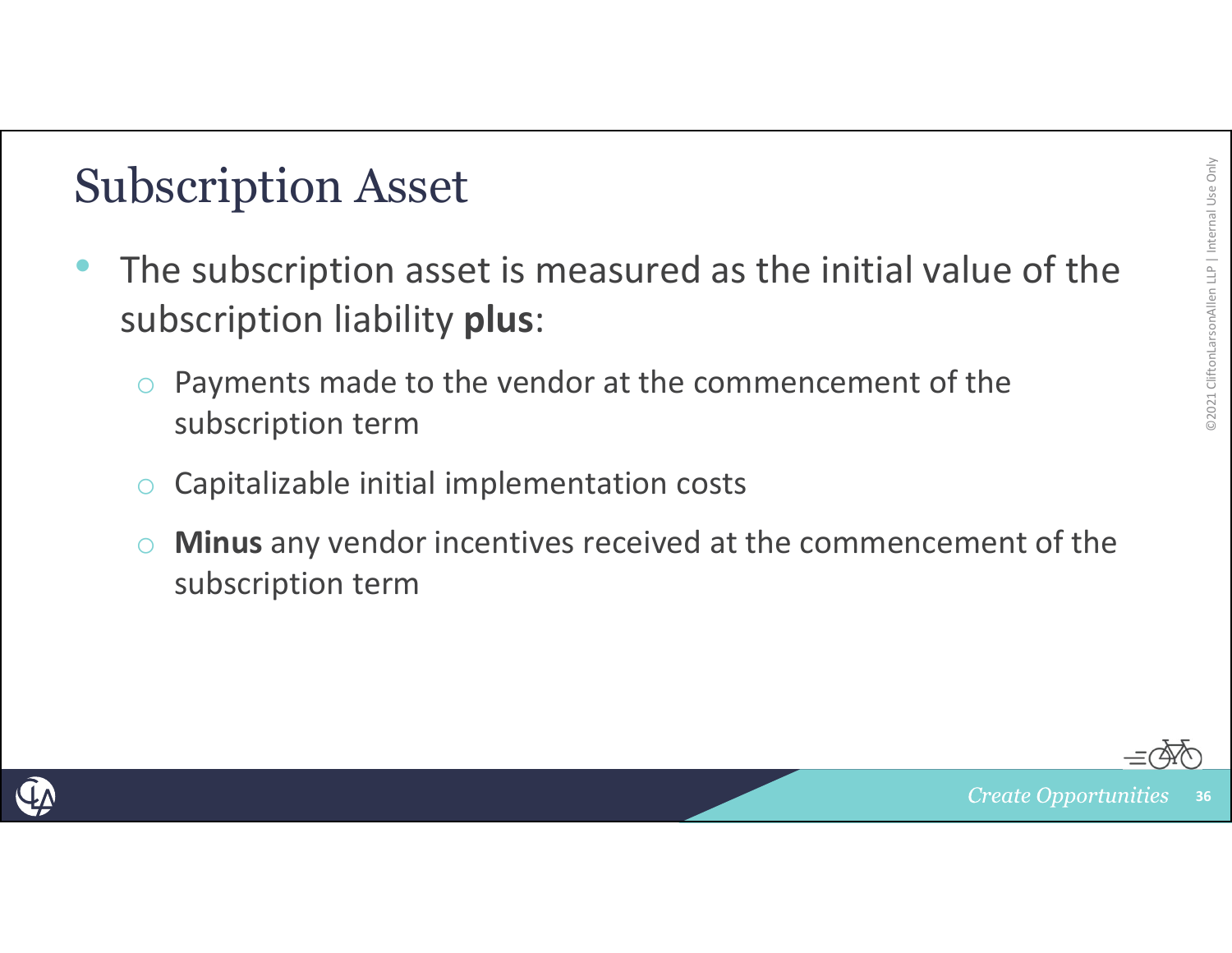# Subscription Asset

- The subscription asset is measured as the initial value of the subscription liability **plus**:
  - Payments made to the vendor at the commencement of the subscription term
  - Capitalizable initial implementation costs
  - **Minus** any vendor incentives received at the commencement of the subscription term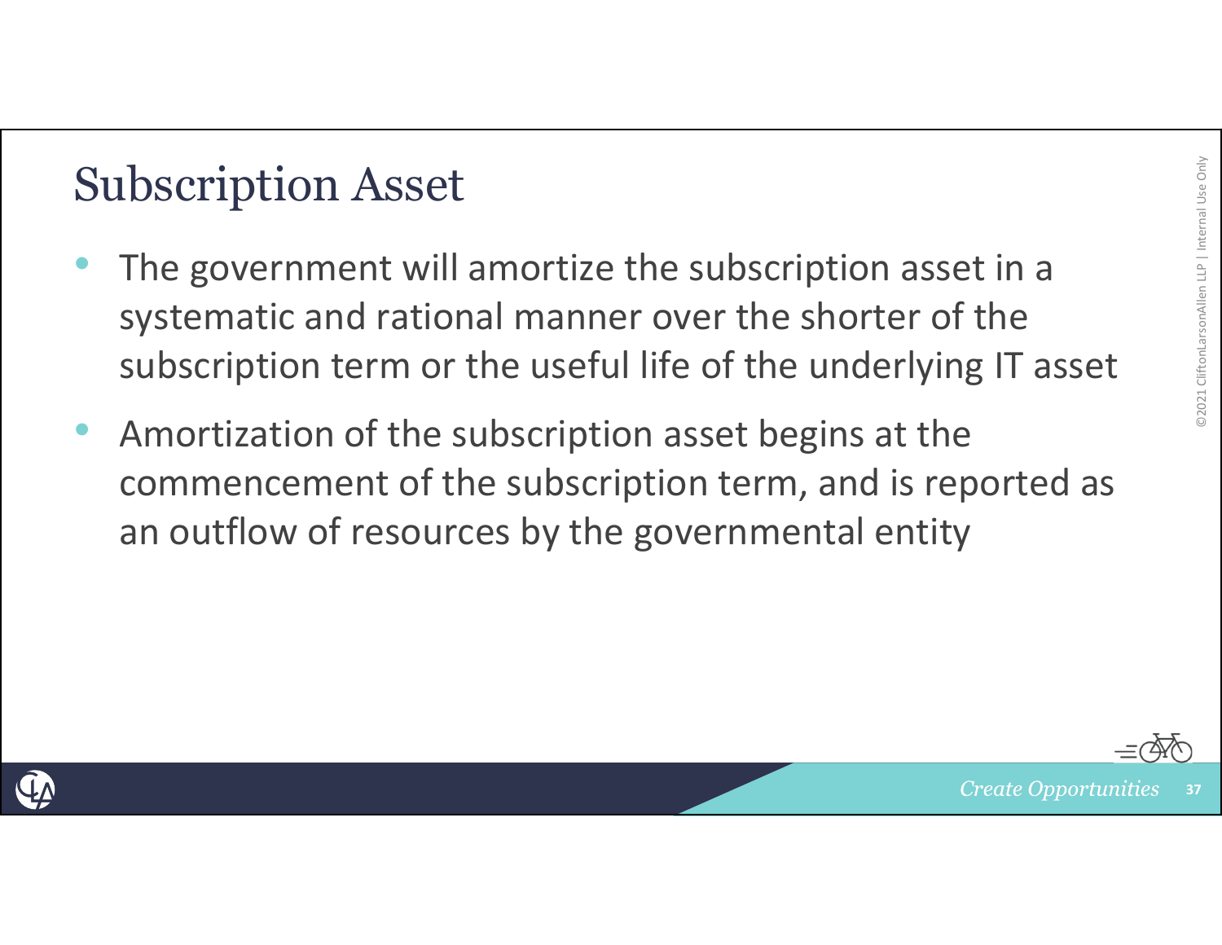# Subscription Asset

- The government will amortize the subscription asset in a systematic and rational manner over the shorter of the subscription term or the useful life of the underlying IT asset
- Amortization of the subscription asset begins at the commencement of the subscription term, and is reported as an outflow of resources by the governmental entity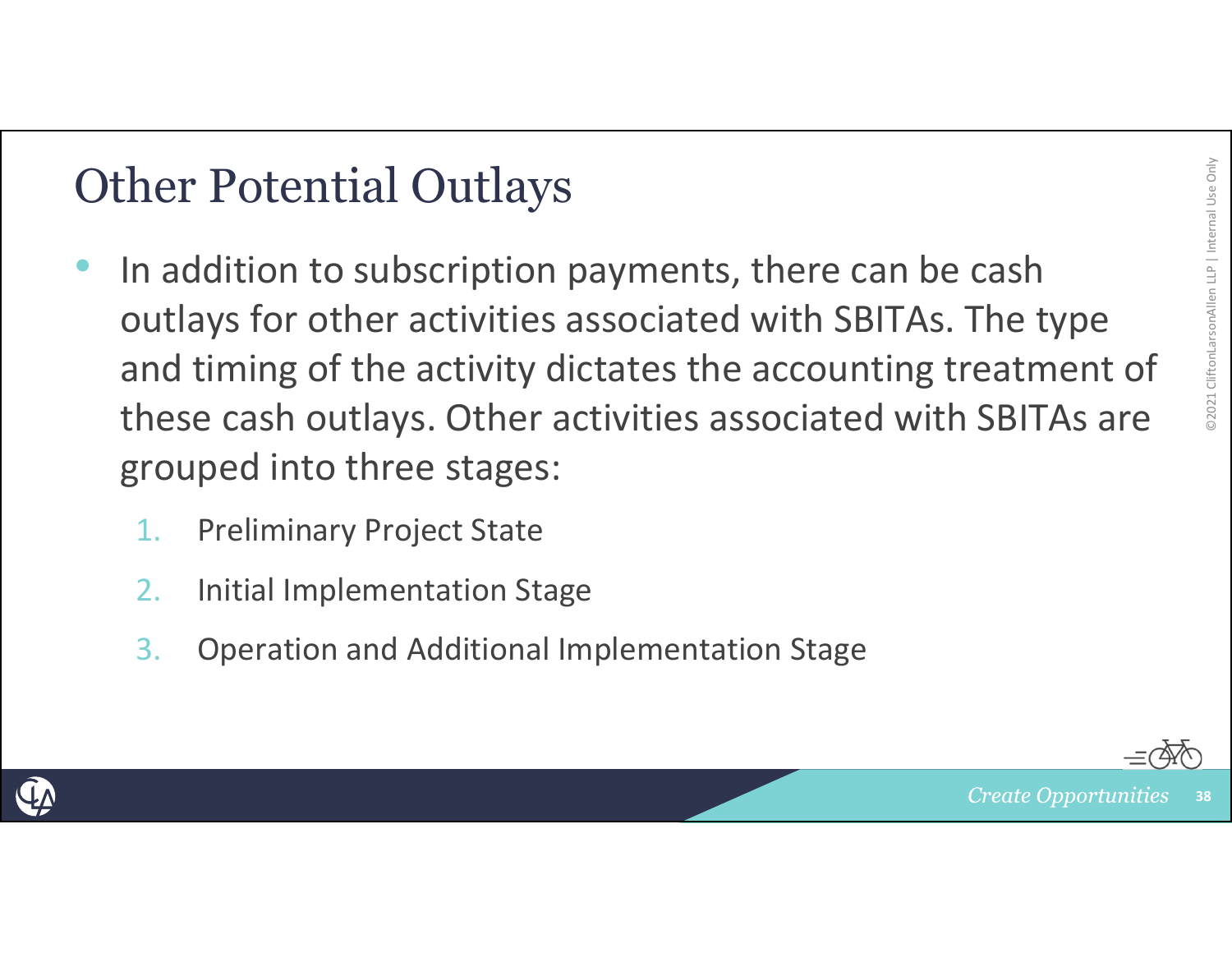# Other Potential Outlays

- In addition to subscription payments, there can be cash outlays for other activities associated with SBITAs. The type and timing of the activity dictates the accounting treatment of these cash outlays. Other activities associated with SBITAs are grouped into three stages:
  1. Preliminary Project State
  2. Initial Implementation Stage
  3. Operation and Additional Implementation Stage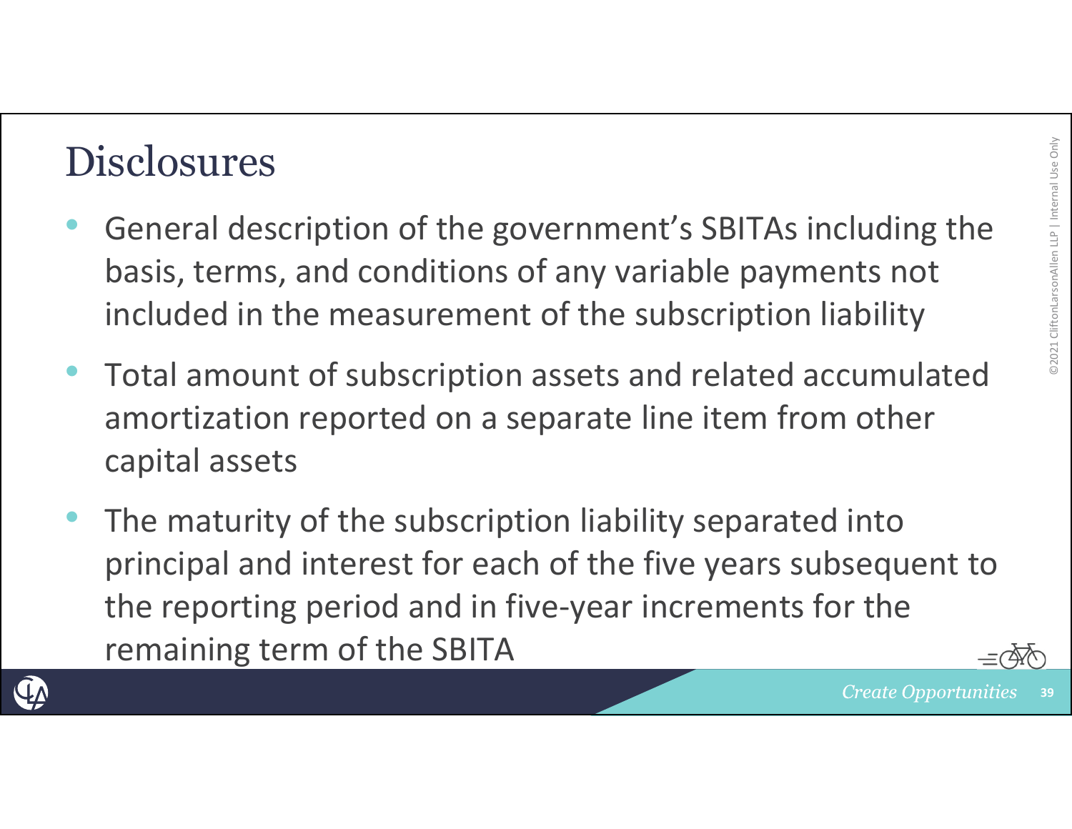# Disclosures

- General description of the government's SBITAs including the basis, terms, and conditions of any variable payments not included in the measurement of the subscription liability
- Total amount of subscription assets and related accumulated amortization reported on a separate line item from other capital assets
- The maturity of the subscription liability separated into principal and interest for each of the five years subsequent to the reporting period and in five-year increments for the remaining term of the SBITA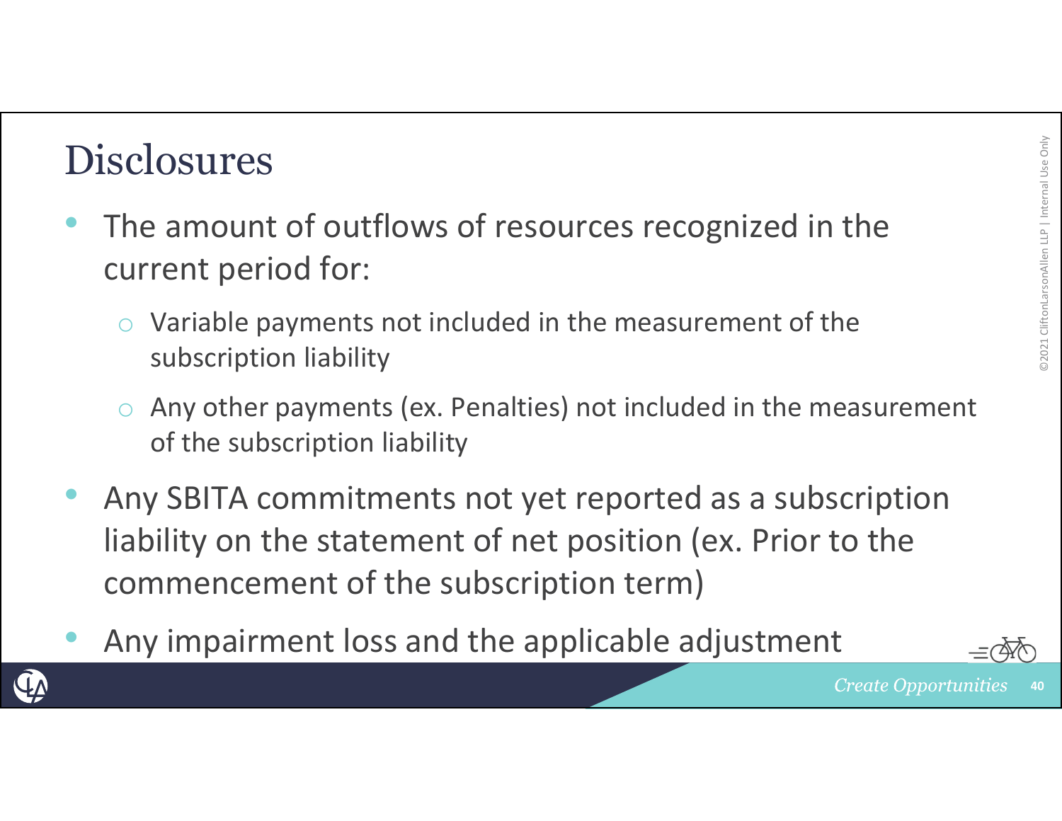# Disclosures

- The amount of outflows of resources recognized in the current period for:
  - Variable payments not included in the measurement of the subscription liability
  - Any other payments (ex. Penalties) not included in the measurement of the subscription liability
- Any SBITA commitments not yet reported as a subscription liability on the statement of net position (ex. Prior to the commencement of the subscription term)
- Any impairment loss and the applicable adjustment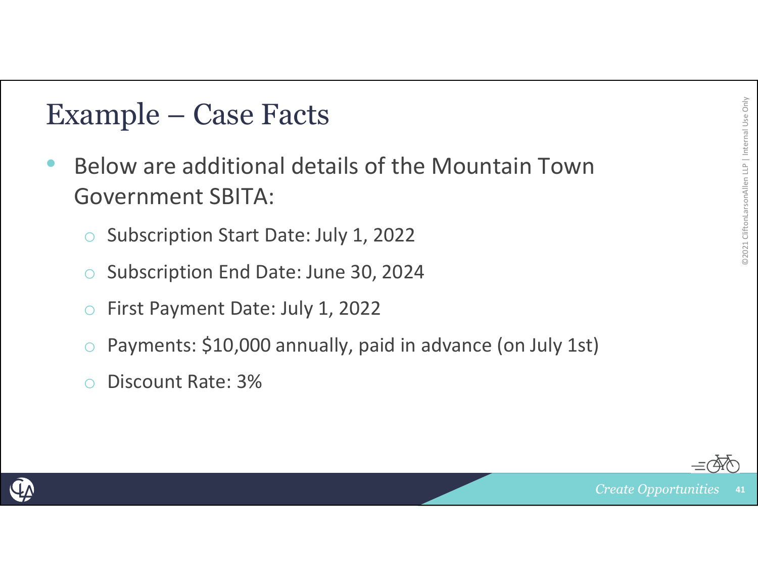# Example – Case Facts

- Below are additional details of the Mountain Town Government SBITA:
  - Subscription Start Date: July 1, 2022
  - Subscription End Date: June 30, 2024
  - First Payment Date: July 1, 2022
  - Payments: $10,000 annually, paid in advance (on July 1st)
  - Discount Rate: 3%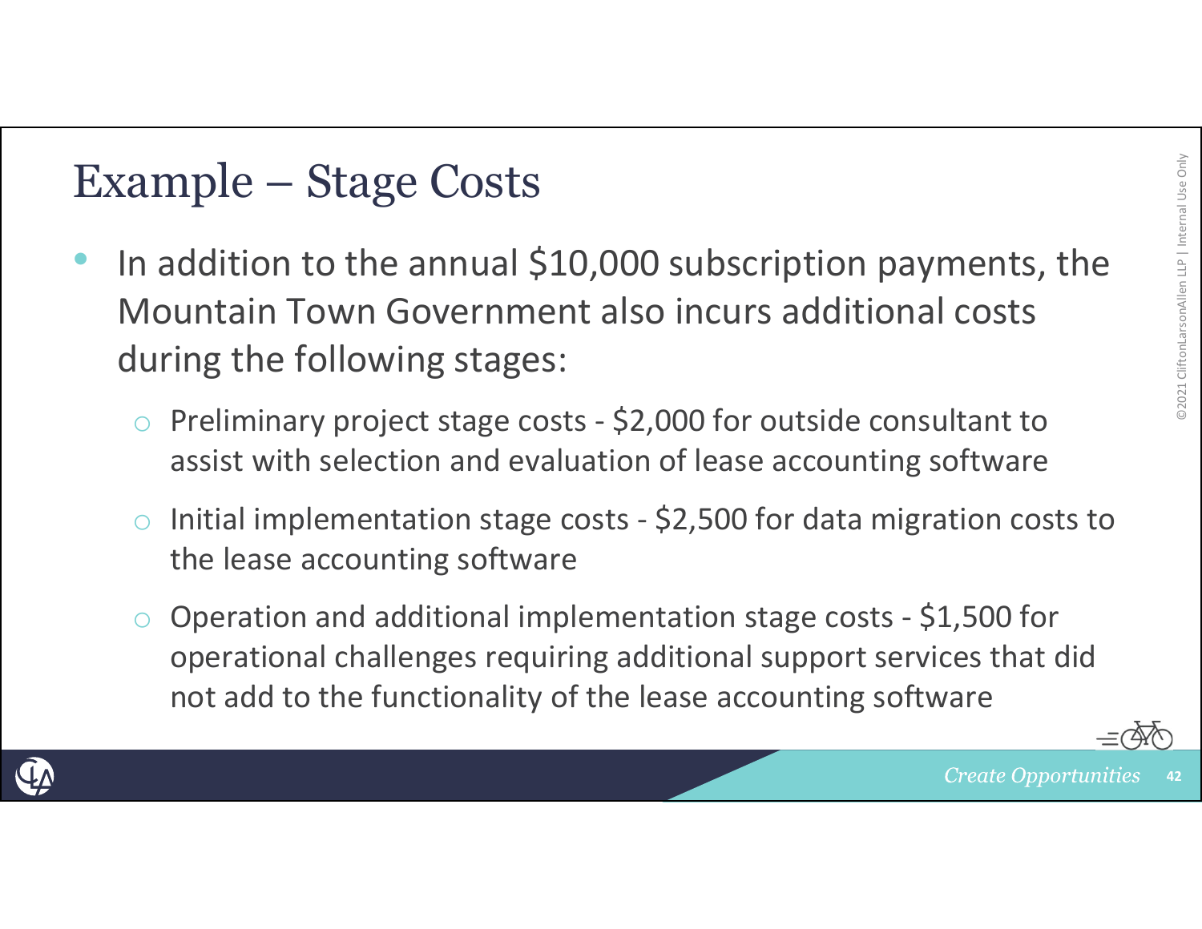# Example – Stage Costs

- In addition to the annual $10,000 subscription payments, the Mountain Town Government also incurs additional costs during the following stages:
  - Preliminary project stage costs - $2,000 for outside consultant to assist with selection and evaluation of lease accounting software
  - Initial implementation stage costs - $2,500 for data migration costs to the lease accounting software
  - Operation and additional implementation stage costs - $1,500 for operational challenges requiring additional support services that did not add to the functionality of the lease accounting software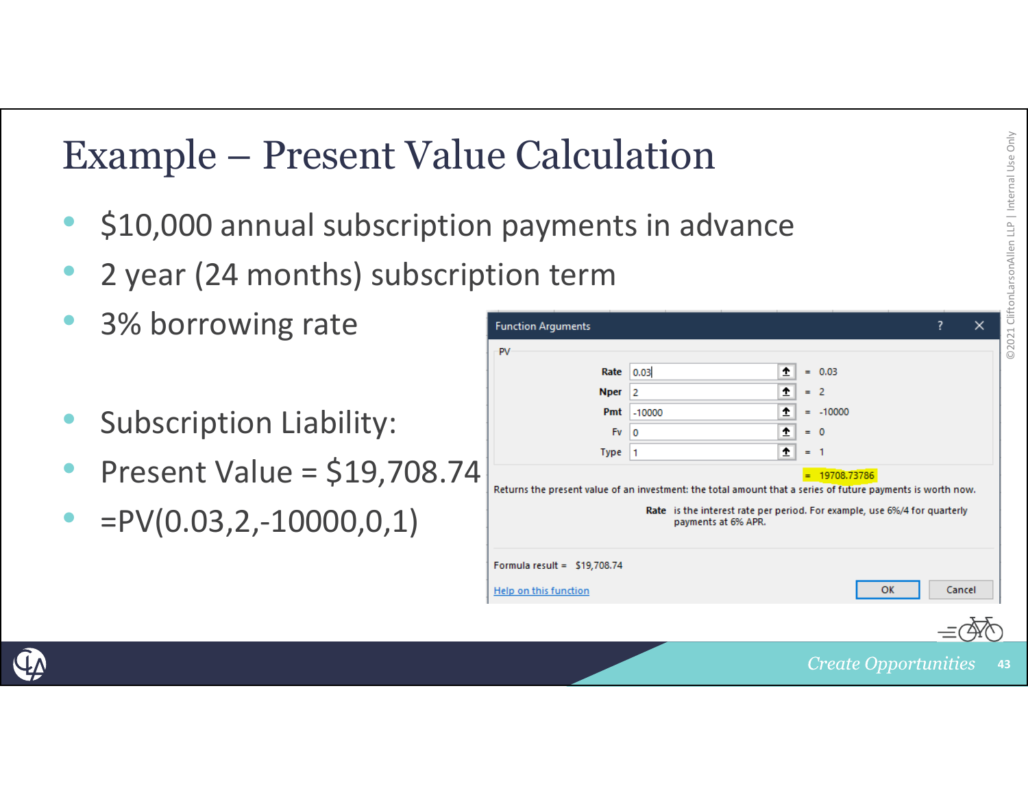# Example – Present Value Calculation

- $10,000 annual subscription payments in advance
- 2 year (24 months) subscription term
- 3% borrowing rate

- Subscription Liability:
- Present Value = $19,708.74
- =PV(0.03,2,-10000,0,1)

Function Arguments

PV

| | | |
|---|---|---|
| Rate | 0.03 | = 0.03 |
| Nper | 2 | = 2 |
| Pmt | -10000 | = -10000 |
| Fv | 0 | = 0 |
| Type | 1 | = 1 |

= 19708.73786

Returns the present value of an investment: the total amount that a series of future payments is worth now.

**Rate** is the interest rate per period. For example, use 6%/4 for quarterly payments at 6% APR.

Formula result = $19,708.74

Help on this function

OK Cancel

©2021 CliftonLarsonAllen LLP | Internal Use Only

*Create Opportunities*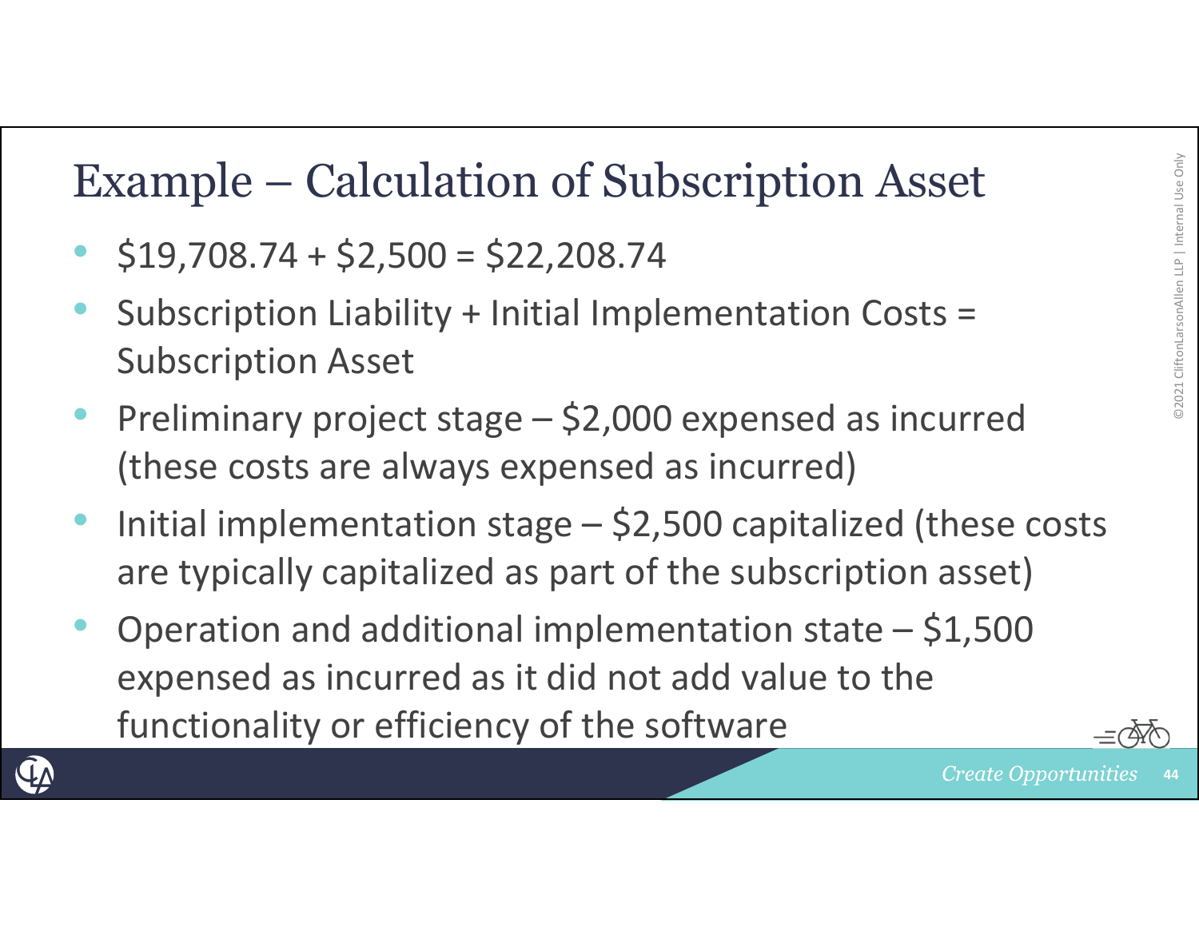# Example – Calculation of Subscription Asset

- $19,708.74 + $2,500 = $22,208.74
- Subscription Liability + Initial Implementation Costs = Subscription Asset
- Preliminary project stage – $2,000 expensed as incurred (these costs are always expensed as incurred)
- Initial implementation stage – $2,500 capitalized (these costs are typically capitalized as part of the subscription asset)
- Operation and additional implementation state – $1,500 expensed as incurred as it did not add value to the functionality or efficiency of the software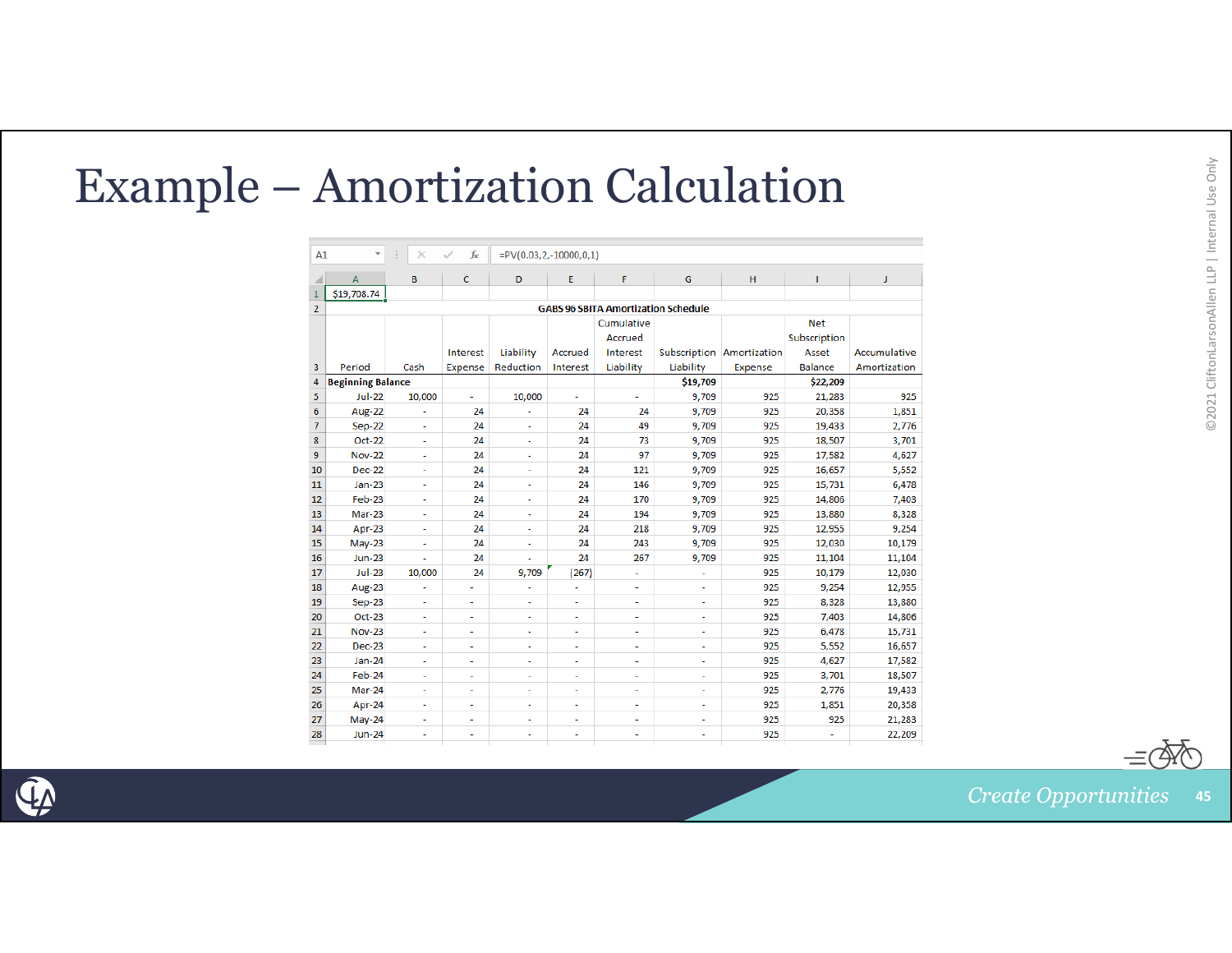# Example – Amortization Calculation

A1: =PV(0.03,2,-10000,0,1)

$19,708.74

**GABS 96 SBITA Amortization Schedule**

| Period | Cash | Interest Expense | Liability Reduction | Accrued Interest | Cumulative Accrued Interest Liability | Subscription Liability | Amortization Expense | Net Subscription Asset Balance | Accumulative Amortization |
|---|---|---|---|---|---|---|---|---|---|
| **Beginning Balance** | | | | | | **$19,709** | | **$22,209** | |
| Jul-22 | 10,000 | - | 10,000 | - | - | 9,709 | 925 | 21,283 | 925 |
| Aug-22 | - | 24 | - | 24 | 24 | 9,709 | 925 | 20,358 | 1,851 |
| Sep-22 | - | 24 | - | 24 | 49 | 9,709 | 925 | 19,433 | 2,776 |
| Oct-22 | - | 24 | - | 24 | 73 | 9,709 | 925 | 18,507 | 3,701 |
| Nov-22 | - | 24 | - | 24 | 97 | 9,709 | 925 | 17,582 | 4,627 |
| Dec-22 | - | 24 | - | 24 | 121 | 9,709 | 925 | 16,657 | 5,552 |
| Jan-23 | - | 24 | - | 24 | 146 | 9,709 | 925 | 15,731 | 6,478 |
| Feb-23 | - | 24 | - | 24 | 170 | 9,709 | 925 | 14,806 | 7,403 |
| Mar-23 | - | 24 | - | 24 | 194 | 9,709 | 925 | 13,880 | 8,328 |
| Apr-23 | - | 24 | - | 24 | 218 | 9,709 | 925 | 12,955 | 9,254 |
| May-23 | - | 24 | - | 24 | 243 | 9,709 | 925 | 12,030 | 10,179 |
| Jun-23 | - | 24 | - | 24 | 267 | 9,709 | 925 | 11,104 | 11,104 |
| Jul-23 | 10,000 | 24 | 9,709 | (267) | - | - | 925 | 10,179 | 12,030 |
| Aug-23 | - | - | - | - | - | - | 925 | 9,254 | 12,955 |
| Sep-23 | - | - | - | - | - | - | 925 | 8,328 | 13,880 |
| Oct-23 | - | - | - | - | - | - | 925 | 7,403 | 14,806 |
| Nov-23 | - | - | - | - | - | - | 925 | 6,478 | 15,731 |
| Dec-23 | - | - | - | - | - | - | 925 | 5,552 | 16,657 |
| Jan-24 | - | - | - | - | - | - | 925 | 4,627 | 17,582 |
| Feb-24 | - | - | - | - | - | - | 925 | 3,701 | 18,507 |
| Mar-24 | - | - | - | - | - | - | 925 | 2,776 | 19,433 |
| Apr-24 | - | - | - | - | - | - | 925 | 1,851 | 20,358 |
| May-24 | - | - | - | - | - | - | 925 | 925 | 21,283 |
| Jun-24 | - | - | - | - | - | - | 925 | - | 22,209 |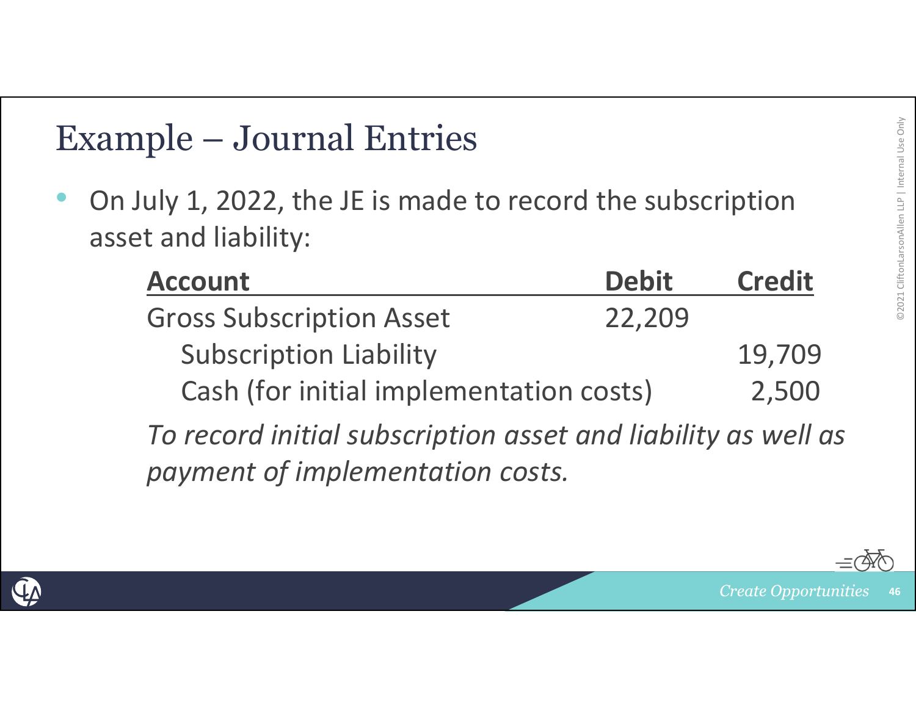# Example – Journal Entries

- On July 1, 2022, the JE is made to record the subscription asset and liability:

| Account | Debit | Credit |
|---|---|---|
| Gross Subscription Asset | 22,209 | |
| Subscription Liability | | 19,709 |
| Cash (for initial implementation costs) | | 2,500 |

*To record initial subscription asset and liability as well as payment of implementation costs.*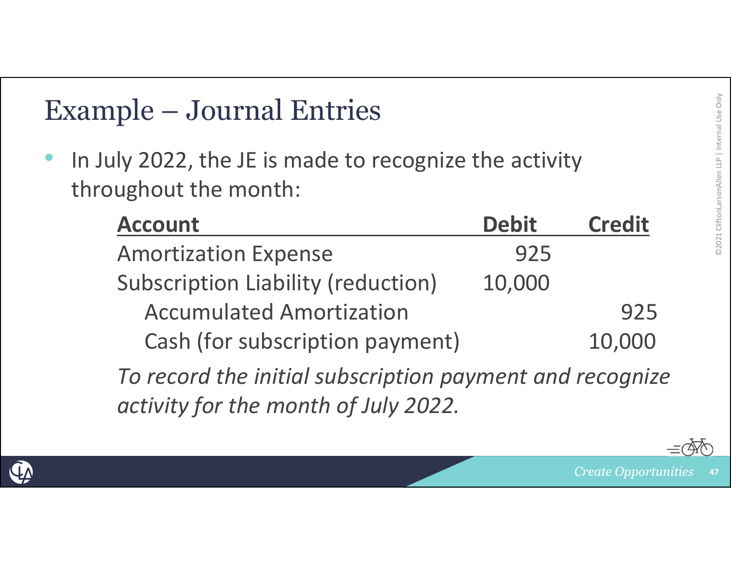# Example – Journal Entries

- In July 2022, the JE is made to recognize the activity throughout the month:

| Account | Debit | Credit |
| --- | --- | --- |
| Amortization Expense | 925 | |
| Subscription Liability (reduction) | 10,000 | |
| Accumulated Amortization | | 925 |
| Cash (for subscription payment) | | 10,000 |

*To record the initial subscription payment and recognize activity for the month of July 2022.*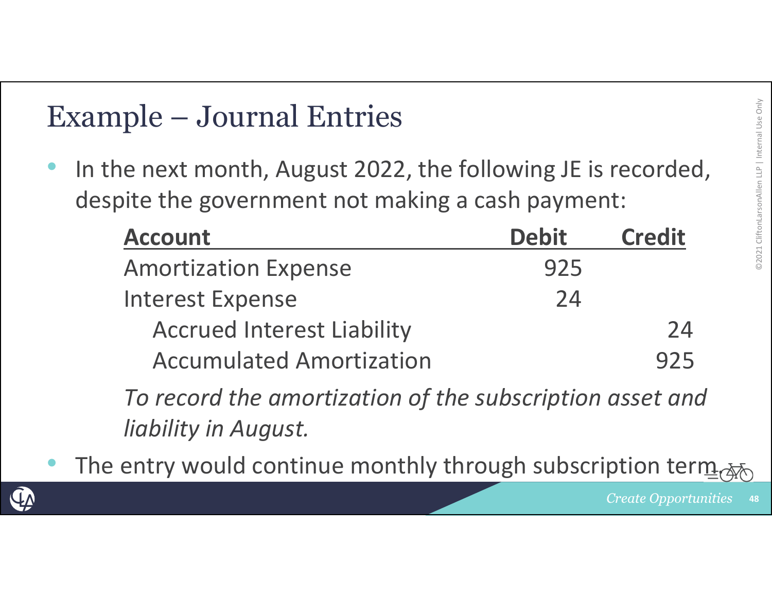# Example – Journal Entries

- In the next month, August 2022, the following JE is recorded, despite the government not making a cash payment:

| Account | Debit | Credit |
|---|---|---|
| Amortization Expense | 925 | |
| Interest Expense | 24 | |
| Accrued Interest Liability | | 24 |
| Accumulated Amortization | | 925 |

*To record the amortization of the subscription asset and liability in August.*

- The entry would continue monthly through subscription term.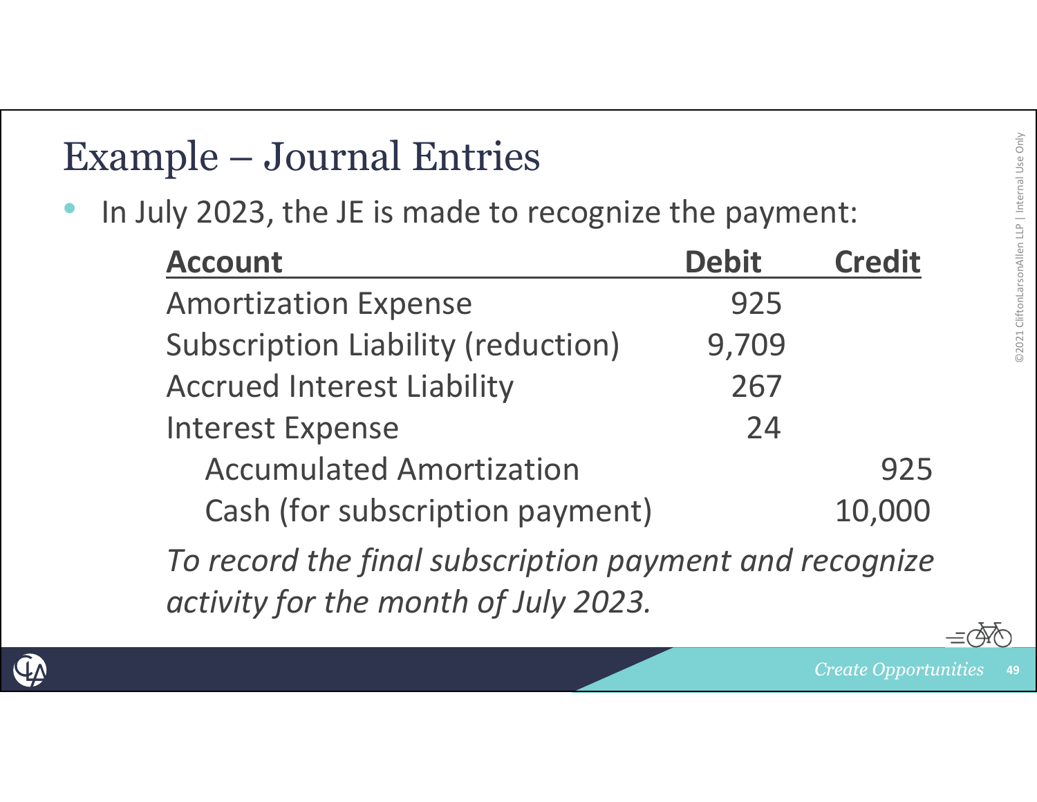# Example – Journal Entries

- In July 2023, the JE is made to recognize the payment:

| Account | Debit | Credit |
|---|---|---|
| Amortization Expense | 925 | |
| Subscription Liability (reduction) | 9,709 | |
| Accrued Interest Liability | 267 | |
| Interest Expense | 24 | |
| Accumulated Amortization | | 925 |
| Cash (for subscription payment) | | 10,000 |

*To record the final subscription payment and recognize activity for the month of July 2023.*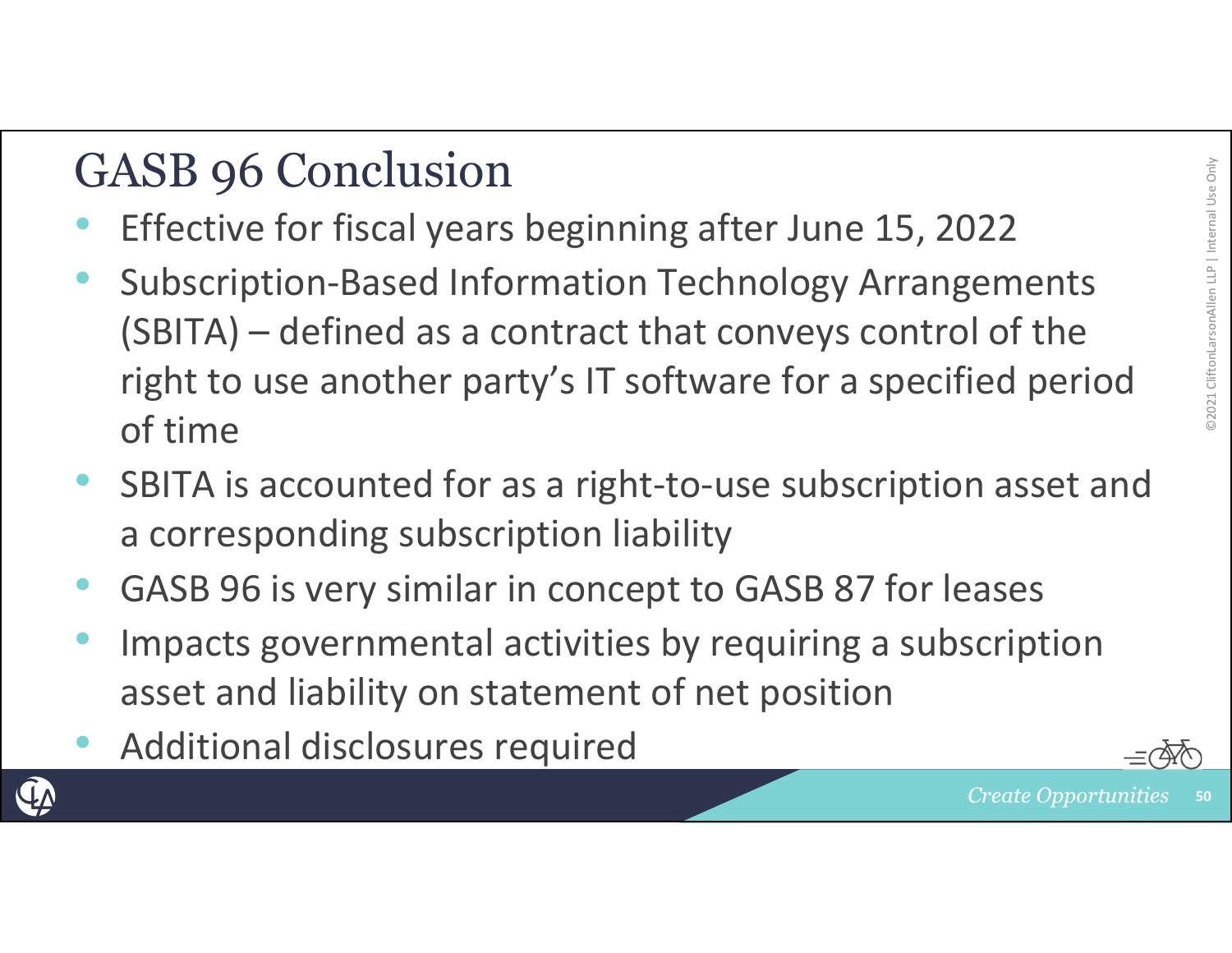# GASB 96 Conclusion

- Effective for fiscal years beginning after June 15, 2022
- Subscription-Based Information Technology Arrangements (SBITA) – defined as a contract that conveys control of the right to use another party's IT software for a specified period of time
- SBITA is accounted for as a right-to-use subscription asset and a corresponding subscription liability
- GASB 96 is very similar in concept to GASB 87 for leases
- Impacts governmental activities by requiring a subscription asset and liability on statement of net position
- Additional disclosures required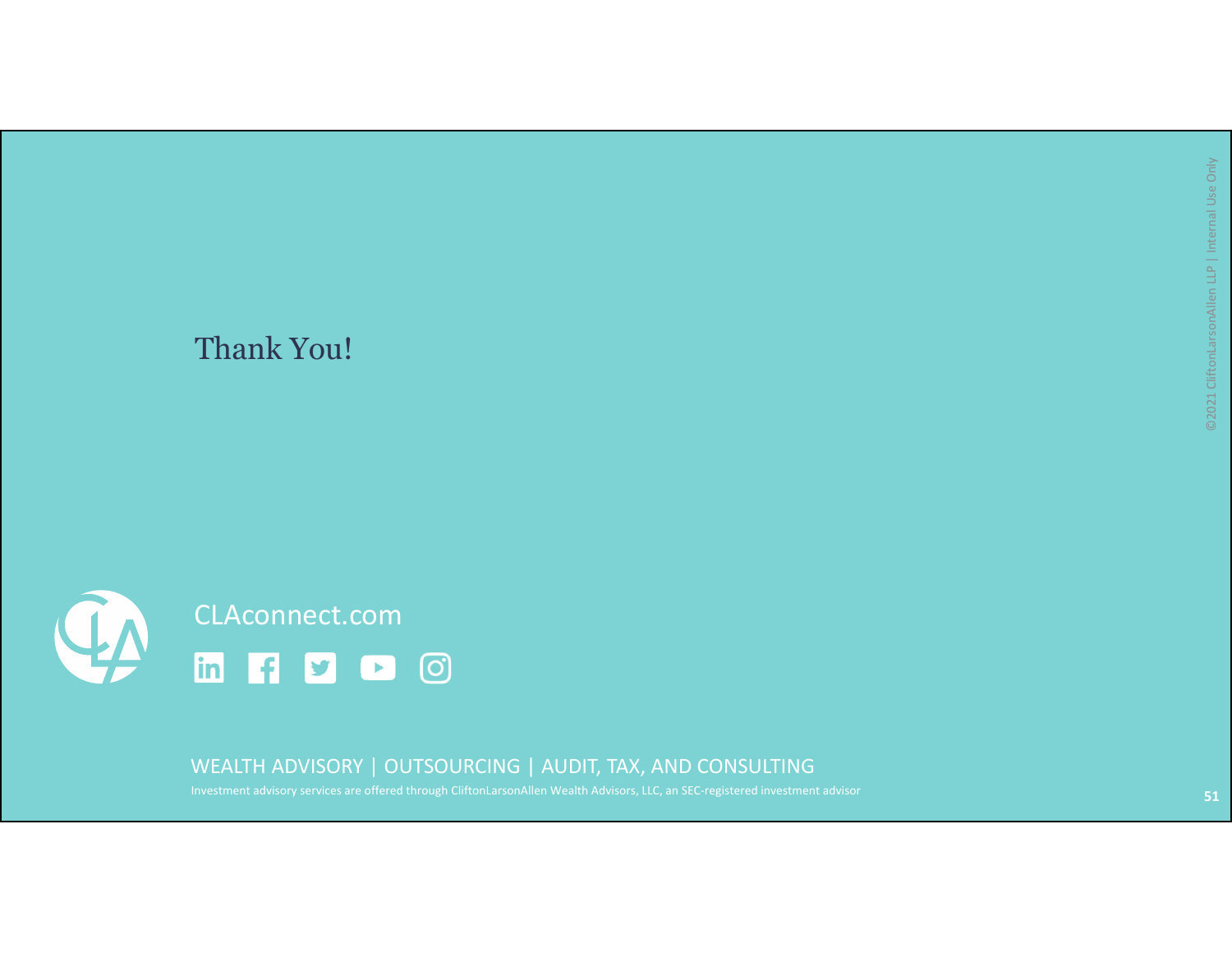# Thank You!

CLAconnect.com

WEALTH ADVISORY | OUTSOURCING | AUDIT, TAX, AND CONSULTING

Investment advisory services are offered through CliftonLarsonAllen Wealth Advisors, LLC, an SEC-registered investment advisor

©2021 CliftonLarsonAllen LLP | Internal Use Only